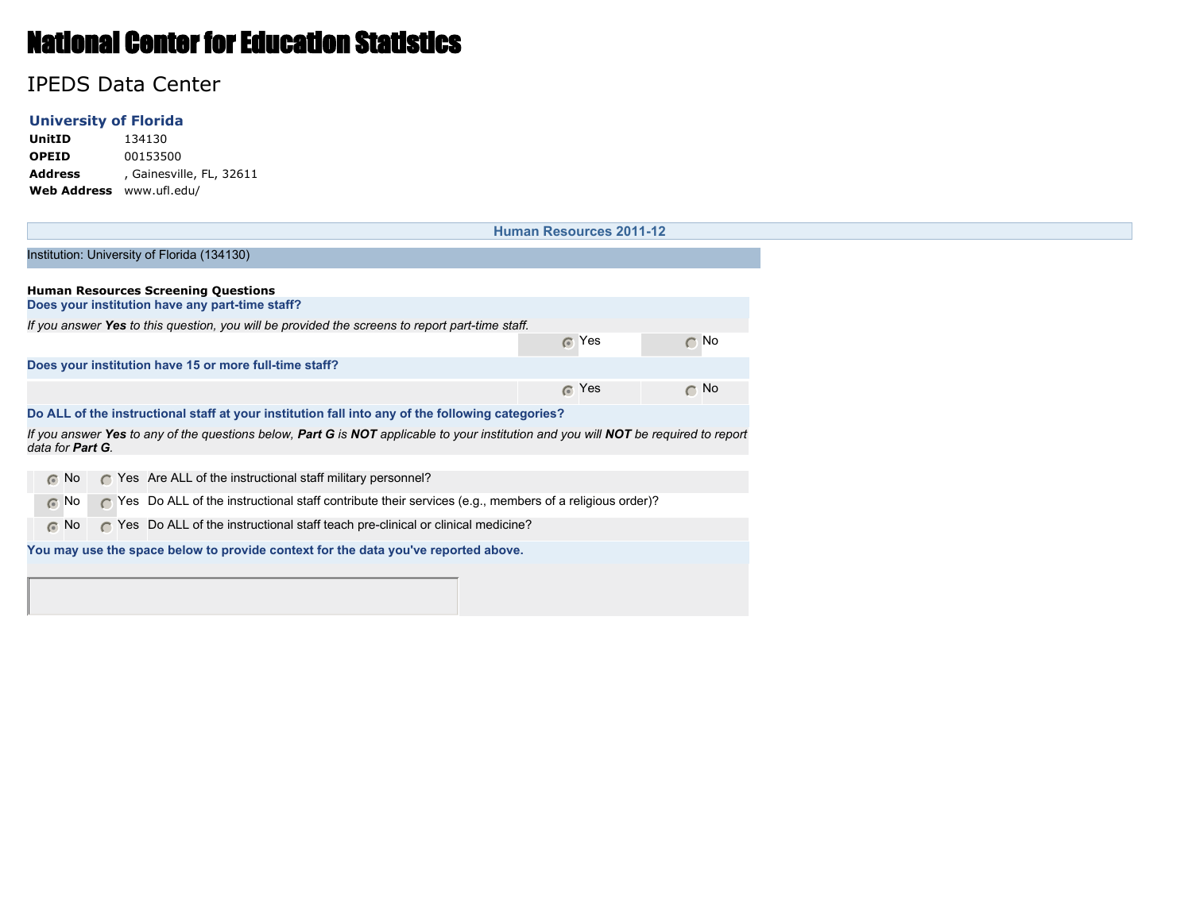# National Center for Education Statistics

## IPEDS Data Center

### University of Florida

**UnitID** 134130
**OPEID** 00153500
**Address** , Gainesville, FL, 32611
**Web Address** www.ufl.edu/

## Human Resources 2011-12

Institution: University of Florida (134130)

**Human Resources Screening Questions**

**Does your institution have any part-time staff?**

*If you answer **Yes** to this question, you will be provided the screens to report part-time staff.*

(•) Yes ( ) No

**Does your institution have 15 or more full-time staff?**

(•) Yes ( ) No

**Do ALL of the instructional staff at your institution fall into any of the following categories?**

*If you answer **Yes** to any of the questions below, **Part G** is **NOT** applicable to your institution and you will **NOT** be required to report data for **Part G**.*

| No | Yes | Question |
|---|---|---|
| (•) | ( ) | Are ALL of the instructional staff military personnel? |
| (•) | ( ) | Do ALL of the instructional staff contribute their services (e.g., members of a religious order)? |
| (•) | ( ) | Do ALL of the instructional staff teach pre-clinical or clinical medicine? |

**You may use the space below to provide context for the data you've reported above.**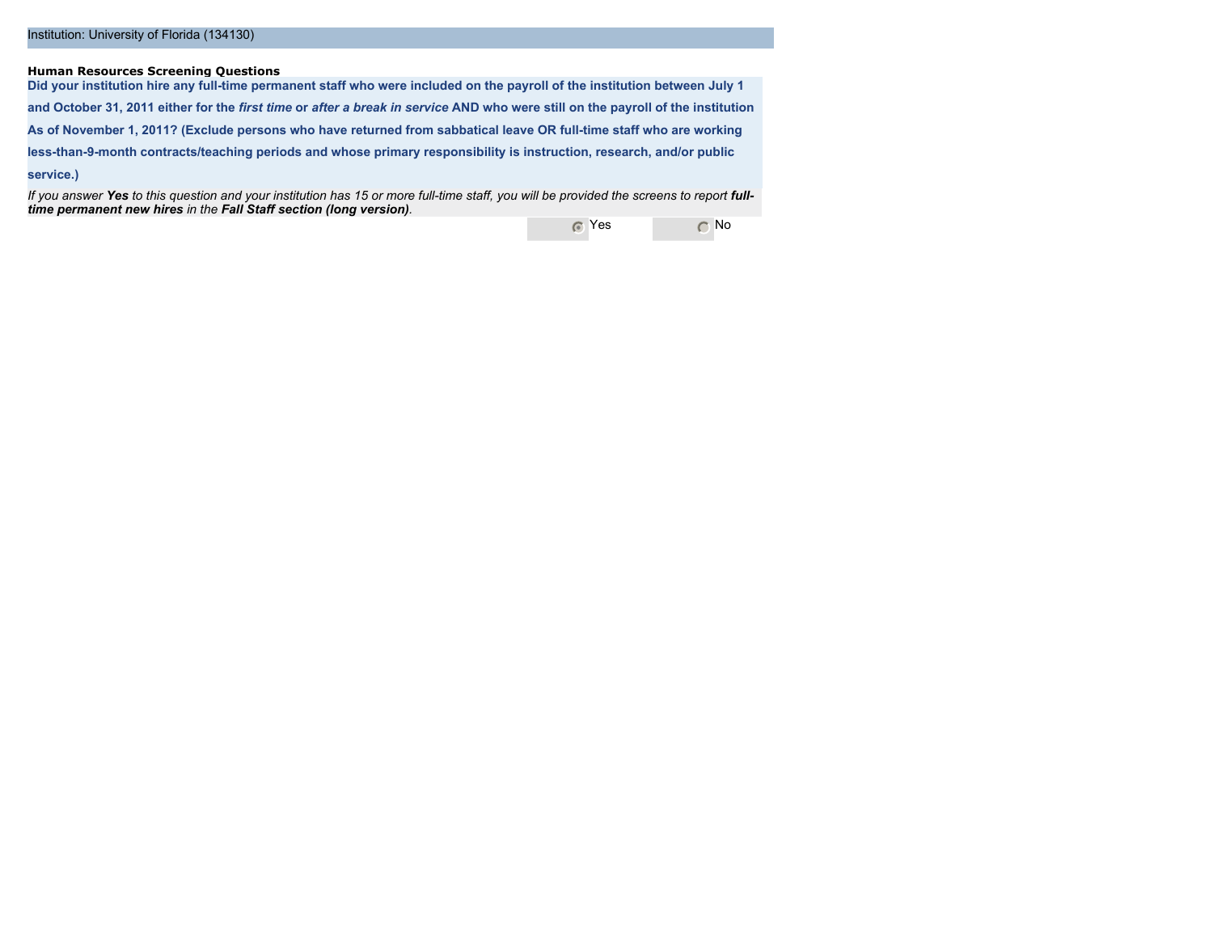Institution: University of Florida (134130)

**Human Resources Screening Questions**

**Did your institution hire any full-time permanent staff who were included on the payroll of the institution between July 1 and October 31, 2011 either for the *first time* or *after a break in service* AND who were still on the payroll of the institution As of November 1, 2011? (Exclude persons who have returned from sabbatical leave OR full-time staff who are working less-than-9-month contracts/teaching periods and whose primary responsibility is instruction, research, and/or public service.)**

*If you answer **Yes** to this question and your institution has 15 or more full-time staff, you will be provided the screens to report **full-time permanent new hires** in the **Fall Staff section (long version)**.*

(•) Yes ( ) No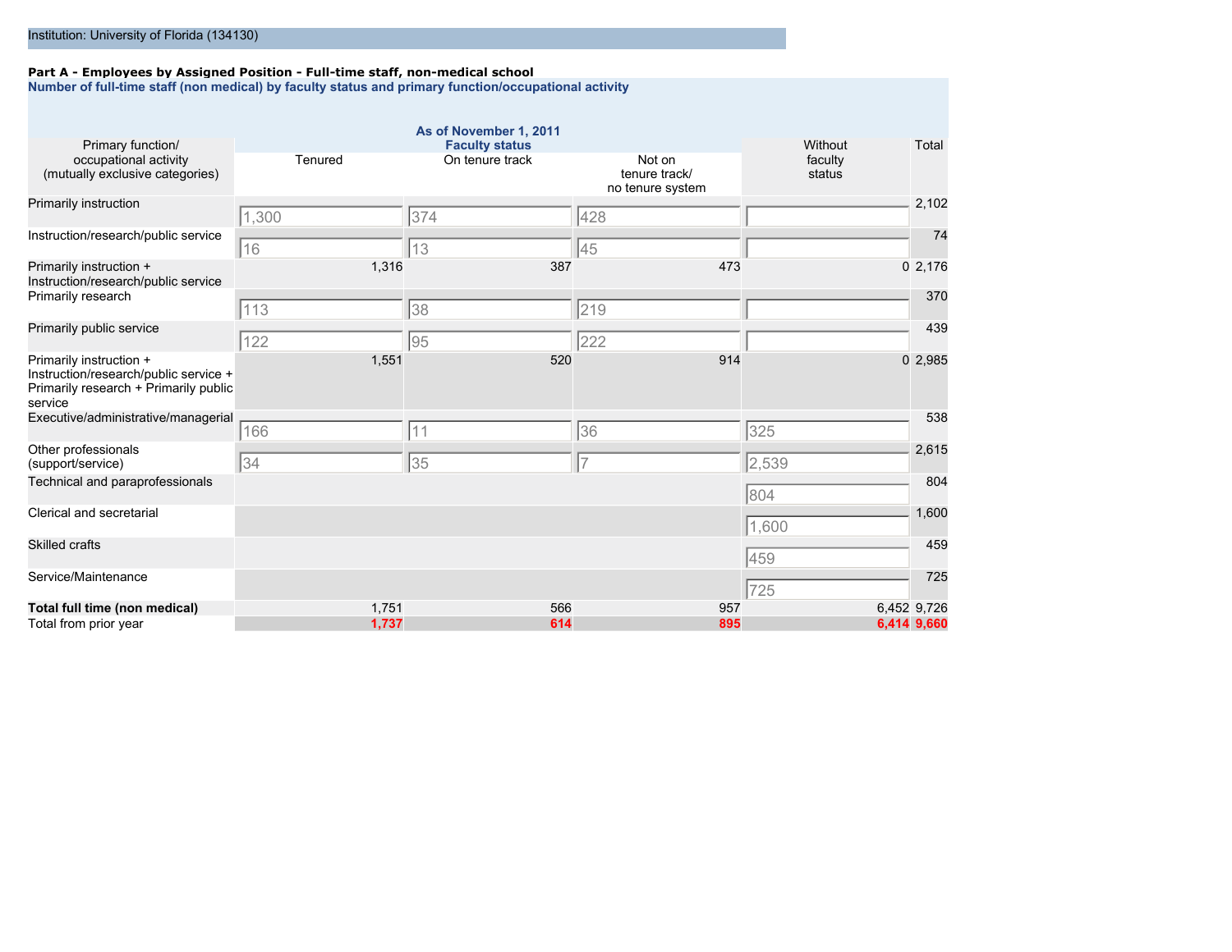Institution: University of Florida (134130)

**Part A - Employees by Assigned Position - Full-time staff, non-medical school**

**Number of full-time staff (non medical) by faculty status and primary function/occupational activity**

| Primary function/ occupational activity (mutually exclusive categories) | As of November 1, 2011 Faculty status Tenured | On tenure track | Not on tenure track/ no tenure system | Without faculty status | Total |
|---|---|---|---|---|---|
| Primarily instruction | 1,300 | 374 | 428 | | 2,102 |
| Instruction/research/public service | 16 | 13 | 45 | | 74 |
| Primarily instruction + Instruction/research/public service | 1,316 | 387 | 473 | 0 | 2,176 |
| Primarily research | 113 | 38 | 219 | | 370 |
| Primarily public service | 122 | 95 | 222 | | 439 |
| Primarily instruction + Instruction/research/public service + Primarily research + Primarily public service | 1,551 | 520 | 914 | 0 | 2,985 |
| Executive/administrative/managerial | 166 | 11 | 36 | 325 | 538 |
| Other professionals (support/service) | 34 | 35 | 7 | 2,539 | 2,615 |
| Technical and paraprofessionals | | | | 804 | 804 |
| Clerical and secretarial | | | | 1,600 | 1,600 |
| Skilled crafts | | | | 459 | 459 |
| Service/Maintenance | | | | 725 | 725 |
| **Total full time (non medical)** | 1,751 | 566 | 957 | 6,452 | 9,726 |
| Total from prior year | **1,737** | **614** | **895** | **6,414** | **9,660** |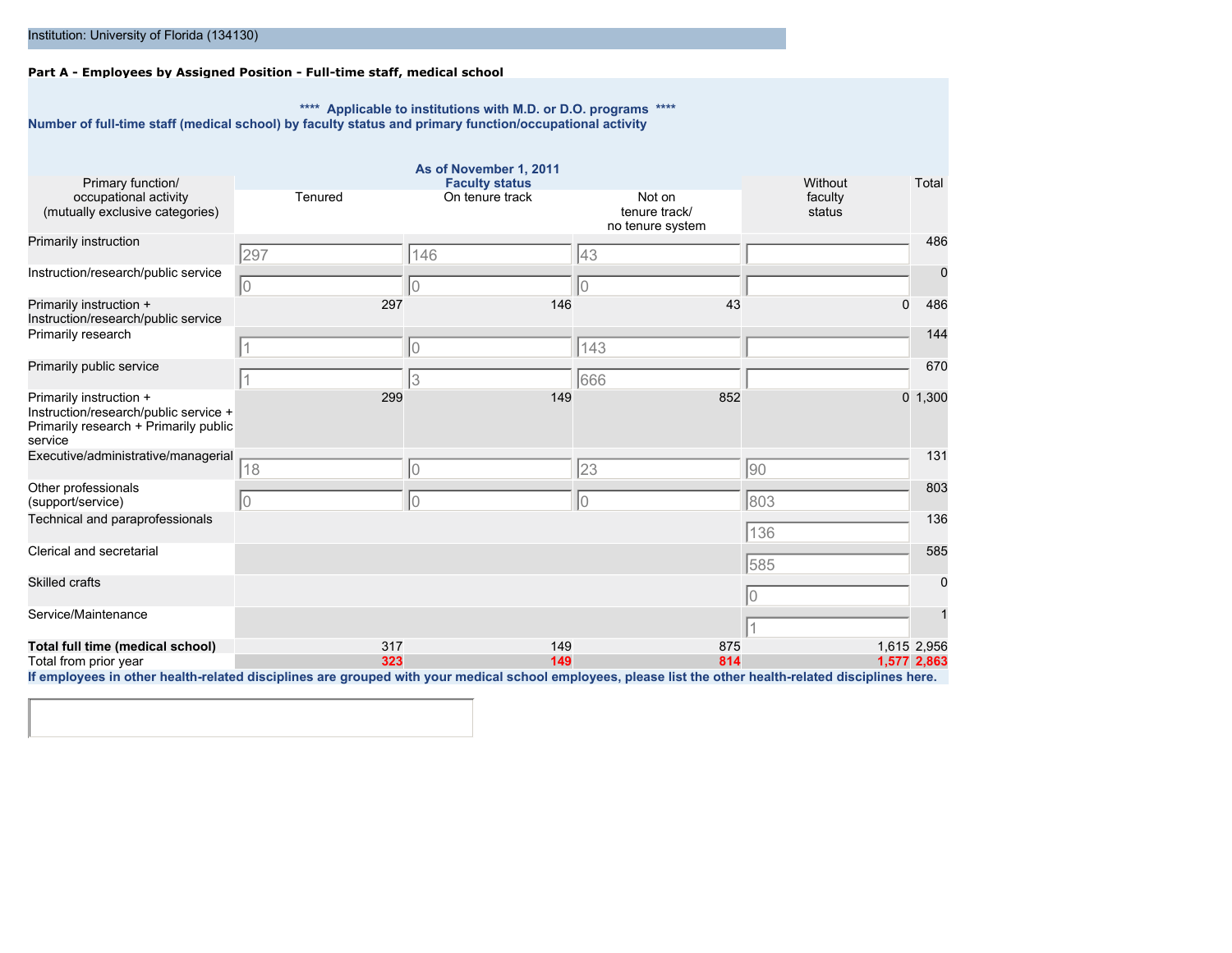Institution: University of Florida (134130)

**Part A - Employees by Assigned Position - Full-time staff, medical school**

**\*\*\*\* Applicable to institutions with M.D. or D.O. programs \*\*\*\***

**Number of full-time staff (medical school) by faculty status and primary function/occupational activity**

| Primary function/ occupational activity (mutually exclusive categories) | As of November 1, 2011 Faculty status | | | Without faculty status | Total |
|---|---|---|---|---|---|
| | Tenured | On tenure track | Not on tenure track/ no tenure system | | |
| Primarily instruction | 297 | 146 | 43 | | 486 |
| Instruction/research/public service | 0 | 0 | 0 | | 0 |
| Primarily instruction + Instruction/research/public service | 297 | 146 | 43 | 0 | 486 |
| Primarily research | 1 | 0 | 143 | | 144 |
| Primarily public service | 1 | 3 | 666 | | 670 |
| Primarily instruction + Instruction/research/public service + Primarily research + Primarily public service | 299 | 149 | 852 | 0 | 1,300 |
| Executive/administrative/managerial | 18 | 0 | 23 | 90 | 131 |
| Other professionals (support/service) | 0 | 0 | 0 | 803 | 803 |
| Technical and paraprofessionals | | | | 136 | 136 |
| Clerical and secretarial | | | | 585 | 585 |
| Skilled crafts | | | | 0 | 0 |
| Service/Maintenance | | | | 1 | 1 |
| **Total full time (medical school)** | 317 | 149 | 875 | 1,615 | 2,956 |
| Total from prior year | 323 | 149 | 814 | 1,577 | 2,863 |

**If employees in other health-related disciplines are grouped with your medical school employees, please list the other health-related disciplines here.**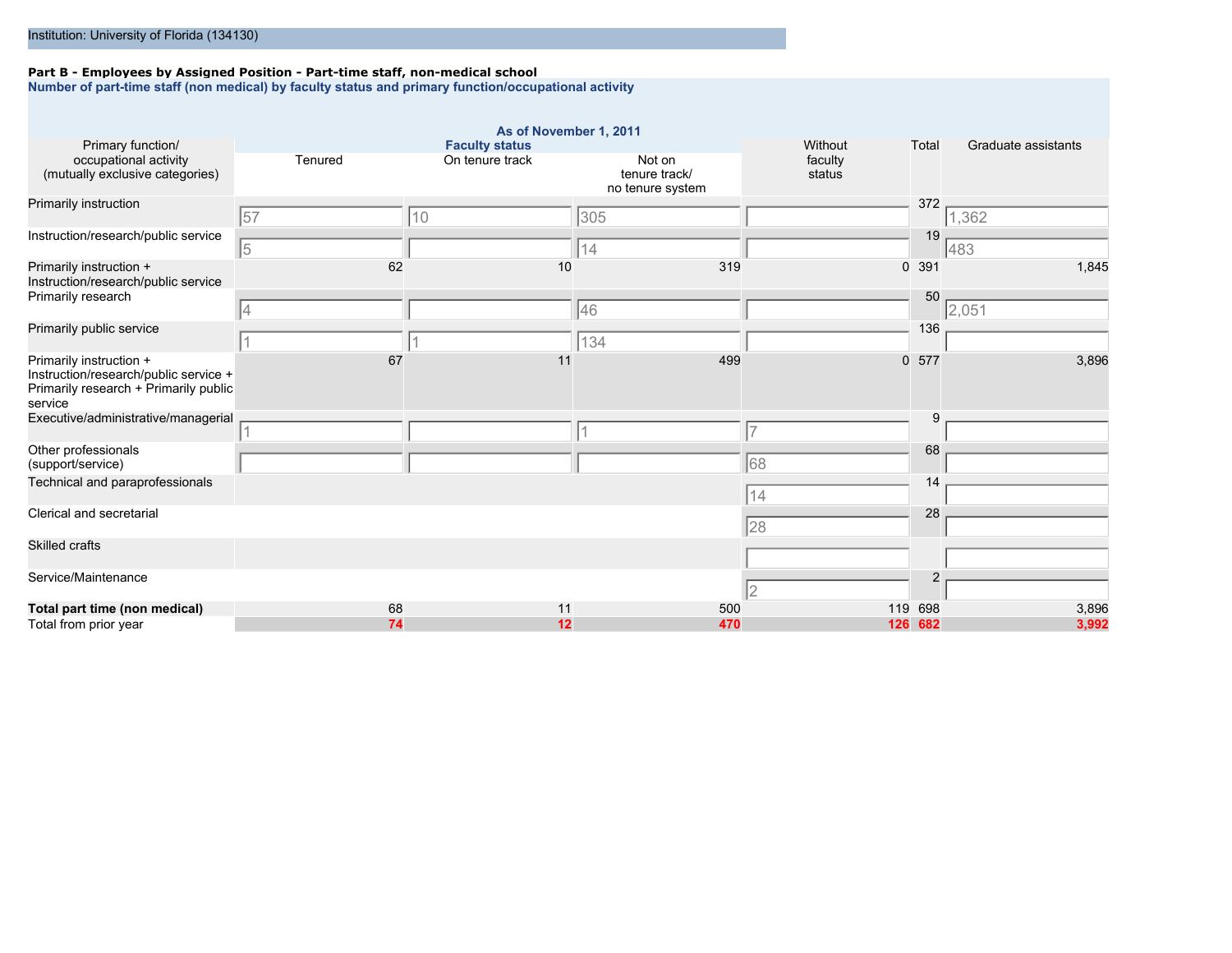Institution: University of Florida (134130)

**Part B - Employees by Assigned Position - Part-time staff, non-medical school**

**Number of part-time staff (non medical) by faculty status and primary function/occupational activity**

**As of November 1, 2011**

| Primary function/ occupational activity (mutually exclusive categories) | Faculty status | | | Without faculty status | Total | Graduate assistants |
|---|---|---|---|---|---|---|
| | Tenured | On tenure track | Not on tenure track/ no tenure system | | | |
| Primarily instruction | 57 | 10 | 305 | | 372 | 1,362 |
| Instruction/research/public service | 5 | | 14 | | 19 | 483 |
| Primarily instruction + Instruction/research/public service | 62 | 10 | 319 | 0 | 391 | 1,845 |
| Primarily research | 4 | | 46 | | 50 | 2,051 |
| Primarily public service | 1 | 1 | 134 | | 136 | |
| Primarily instruction + Instruction/research/public service + Primarily research + Primarily public service | 67 | 11 | 499 | 0 | 577 | 3,896 |
| Executive/administrative/managerial | 1 | | 1 | 7 | 9 | |
| Other professionals (support/service) | | | | 68 | 68 | |
| Technical and paraprofessionals | | | | 14 | 14 | |
| Clerical and secretarial | | | | 28 | 28 | |
| Skilled crafts | | | | | | |
| Service/Maintenance | | | | 2 | 2 | |
| **Total part time (non medical)** | 68 | 11 | 500 | 119 | 698 | 3,896 |
| Total from prior year | 74 | 12 | 470 | 126 | 682 | 3,992 |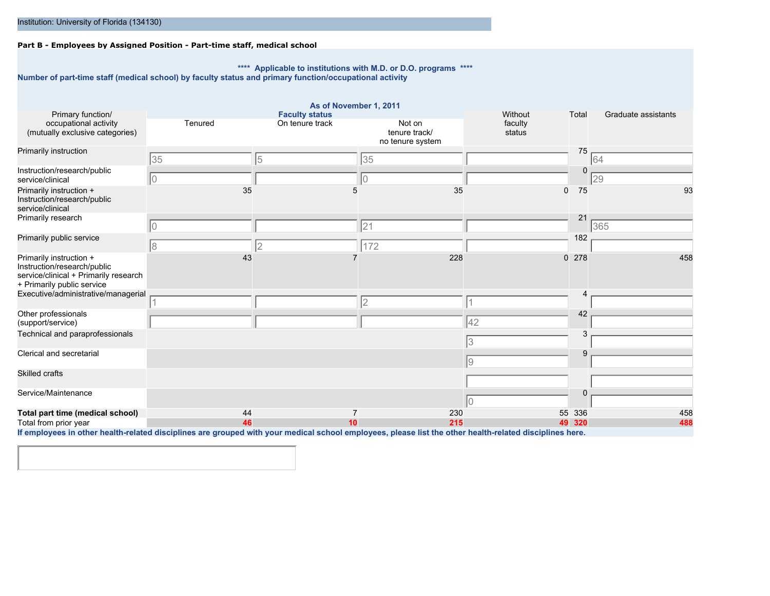Institution: University of Florida (134130)

**Part B - Employees by Assigned Position - Part-time staff, medical school**

**\*\*\*\* Applicable to institutions with M.D. or D.O. programs \*\*\*\***

**Number of part-time staff (medical school) by faculty status and primary function/occupational activity**

**As of November 1, 2011**

| Primary function/ occupational activity (mutually exclusive categories) | Faculty status: Tenured | Faculty status: On tenure track | Faculty status: Not on tenure track/ no tenure system | Without faculty status | Total | Graduate assistants |
|---|---|---|---|---|---|---|
| Primarily instruction | 35 | 5 | 35 | | 75 | 64 |
| Instruction/research/public service/clinical | 0 | | 0 | | 0 | 29 |
| Primarily instruction + Instruction/research/public service/clinical | 35 | 5 | 35 | 0 | 75 | 93 |
| Primarily research | 0 | | 21 | | 21 | 365 |
| Primarily public service | 8 | 2 | 172 | | 182 | |
| Primarily instruction + Instruction/research/public service/clinical + Primarily research + Primarily public service | 43 | 7 | 228 | 0 | 278 | 458 |
| Executive/administrative/managerial | 1 | | 2 | 1 | 4 | |
| Other professionals (support/service) | | | | 42 | 42 | |
| Technical and paraprofessionals | | | | 3 | 3 | |
| Clerical and secretarial | | | | 9 | 9 | |
| Skilled crafts | | | | | | |
| Service/Maintenance | | | | 0 | 0 | |
| **Total part time (medical school)** | 44 | 7 | 230 | 55 | 336 | 458 |
| Total from prior year | 46 | 10 | 215 | 49 | 320 | 488 |

**If employees in other health-related disciplines are grouped with your medical school employees, please list the other health-related disciplines here.**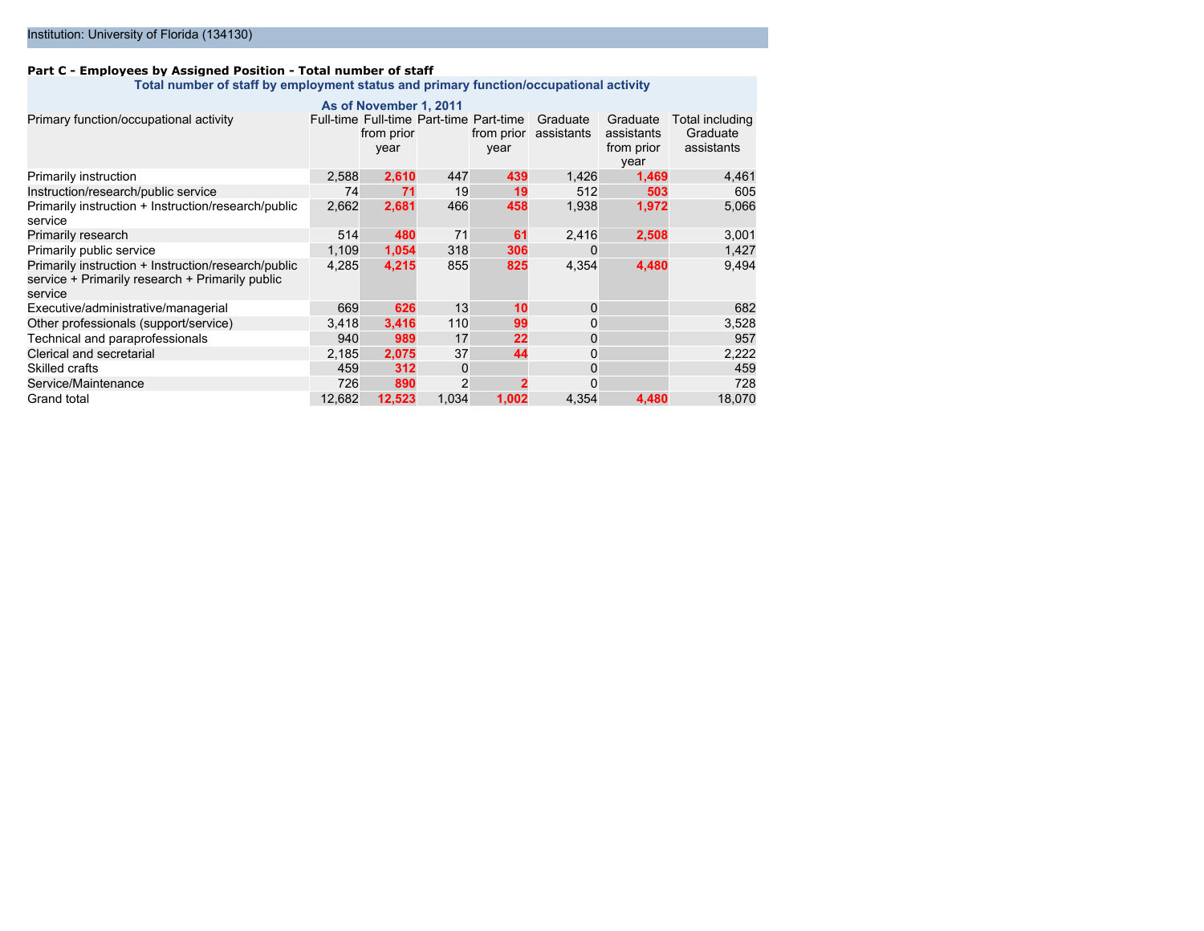Institution: University of Florida (134130)

**Part C - Employees by Assigned Position - Total number of staff**

**Total number of staff by employment status and primary function/occupational activity**

**As of November 1, 2011**

| Primary function/occupational activity | Full-time | Full-time from prior year | Part-time | Part-time from prior year | Graduate assistants | Graduate assistants from prior year | Total including Graduate assistants |
|---|---|---|---|---|---|---|---|
| Primarily instruction | 2,588 | 2,610 | 447 | 439 | 1,426 | 1,469 | 4,461 |
| Instruction/research/public service | 74 | 71 | 19 | 19 | 512 | 503 | 605 |
| Primarily instruction + Instruction/research/public service | 2,662 | 2,681 | 466 | 458 | 1,938 | 1,972 | 5,066 |
| Primarily research | 514 | 480 | 71 | 61 | 2,416 | 2,508 | 3,001 |
| Primarily public service | 1,109 | 1,054 | 318 | 306 | 0 | | 1,427 |
| Primarily instruction + Instruction/research/public service + Primarily research + Primarily public service | 4,285 | 4,215 | 855 | 825 | 4,354 | 4,480 | 9,494 |
| Executive/administrative/managerial | 669 | 626 | 13 | 10 | 0 | | 682 |
| Other professionals (support/service) | 3,418 | 3,416 | 110 | 99 | 0 | | 3,528 |
| Technical and paraprofessionals | 940 | 989 | 17 | 22 | 0 | | 957 |
| Clerical and secretarial | 2,185 | 2,075 | 37 | 44 | 0 | | 2,222 |
| Skilled crafts | 459 | 312 | 0 | | 0 | | 459 |
| Service/Maintenance | 726 | 890 | 2 | 2 | 0 | | 728 |
| Grand total | 12,682 | 12,523 | 1,034 | 1,002 | 4,354 | 4,480 | 18,070 |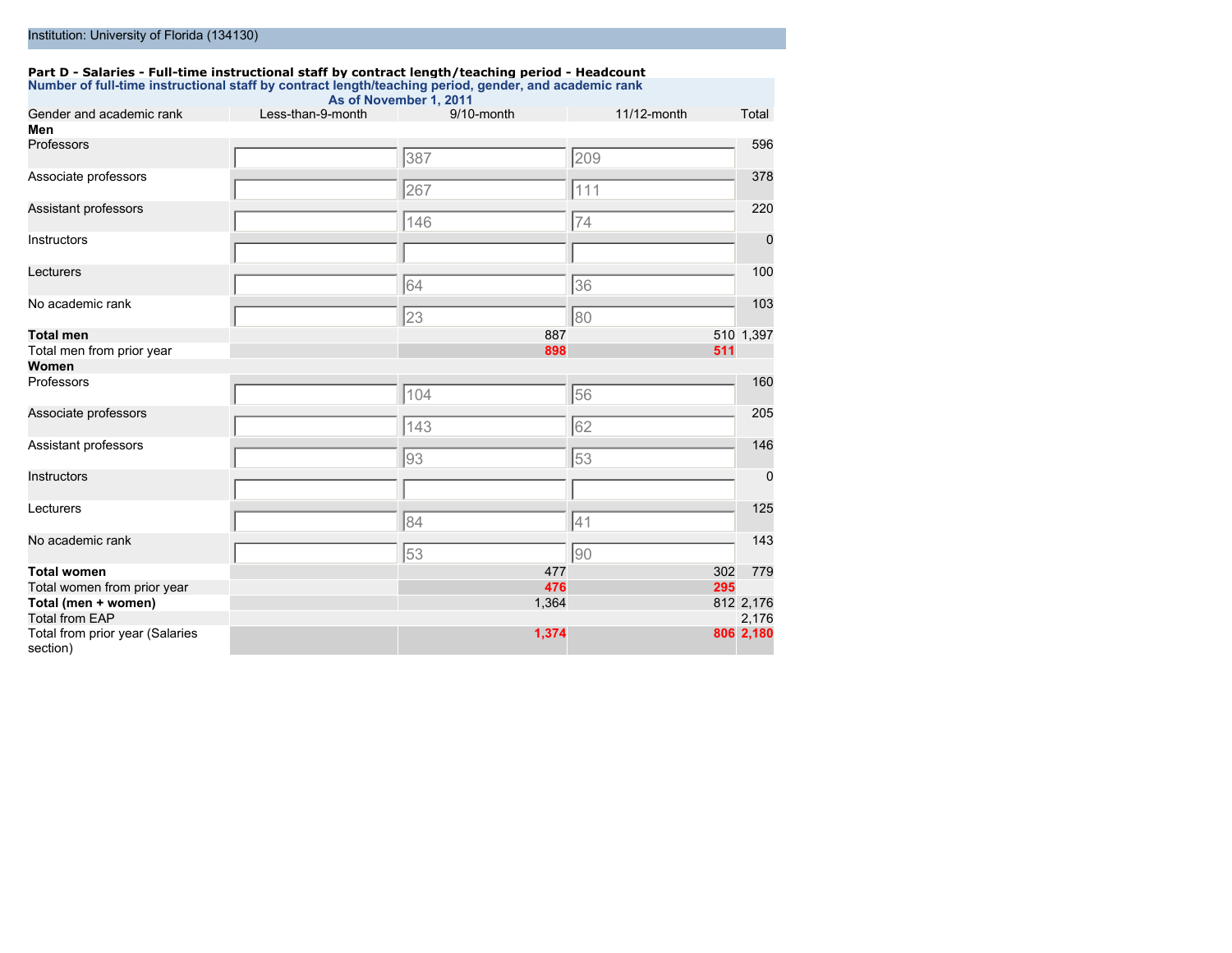Institution: University of Florida (134130)

**Part D - Salaries - Full-time instructional staff by contract length/teaching period - Headcount**

**Number of full-time instructional staff by contract length/teaching period, gender, and academic rank**

**As of November 1, 2011**

| Gender and academic rank | Less-than-9-month | 9/10-month | 11/12-month | Total |
|---|---|---|---|---|
| **Men** | | | | |
| Professors | | 387 | 209 | 596 |
| Associate professors | | 267 | 111 | 378 |
| Assistant professors | | 146 | 74 | 220 |
| Instructors | | | | 0 |
| Lecturers | | 64 | 36 | 100 |
| No academic rank | | 23 | 80 | 103 |
| **Total men** | | 887 | 510 | 1,397 |
| Total men from prior year | | **898** | **511** | |
| **Women** | | | | |
| Professors | | 104 | 56 | 160 |
| Associate professors | | 143 | 62 | 205 |
| Assistant professors | | 93 | 53 | 146 |
| Instructors | | | | 0 |
| Lecturers | | 84 | 41 | 125 |
| No academic rank | | 53 | 90 | 143 |
| **Total women** | | 477 | 302 | 779 |
| Total women from prior year | | **476** | **295** | |
| **Total (men + women)** | | 1,364 | 812 | 2,176 |
| Total from EAP | | | | 2,176 |
| Total from prior year (Salaries section) | | **1,374** | **806** | **2,180** |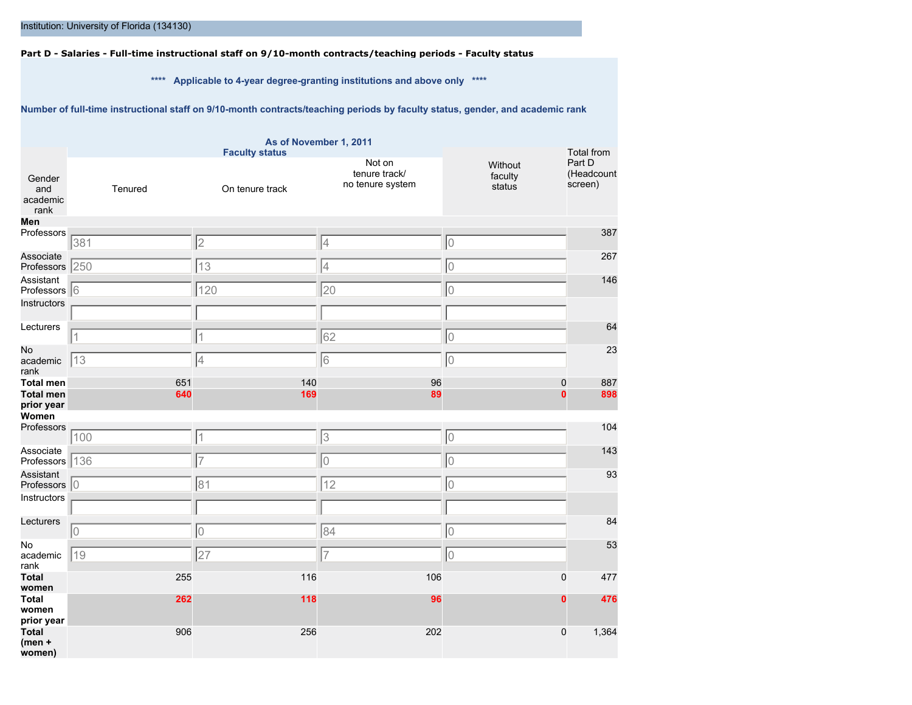Institution: University of Florida (134130)

**Part D - Salaries - Full-time instructional staff on 9/10-month contracts/teaching periods - Faculty status**

**\*\*\*\* Applicable to 4-year degree-granting institutions and above only \*\*\*\***

**Number of full-time instructional staff on 9/10-month contracts/teaching periods by faculty status, gender, and academic rank**

**As of November 1, 2011**

| Gender and academic rank | Faculty status | | | | Total from Part D (Headcount screen) |
|---|---|---|---|---|---|
| | Tenured | On tenure track | Not on tenure track/ no tenure system | Without faculty status | |
| **Men** | | | | | |
| Professors | 381 | 2 | 4 | 0 | 387 |
| Associate Professors | 250 | 13 | 4 | 0 | 267 |
| Assistant Professors | 6 | 120 | 20 | 0 | 146 |
| Instructors | | | | | |
| Lecturers | 1 | 1 | 62 | 0 | 64 |
| No academic rank | 13 | 4 | 6 | 0 | 23 |
| **Total men** | 651 | 140 | 96 | 0 | 887 |
| **Total men prior year** | 640 | 169 | 89 | 0 | 898 |
| **Women** | | | | | |
| Professors | 100 | 1 | 3 | 0 | 104 |
| Associate Professors | 136 | 7 | 0 | 0 | 143 |
| Assistant Professors | 0 | 81 | 12 | 0 | 93 |
| Instructors | | | | | |
| Lecturers | 0 | 0 | 84 | 0 | 84 |
| No academic rank | 19 | 27 | 7 | 0 | 53 |
| **Total women** | 255 | 116 | 106 | 0 | 477 |
| **Total women prior year** | 262 | 118 | 96 | 0 | 476 |
| **Total (men + women)** | 906 | 256 | 202 | 0 | 1,364 |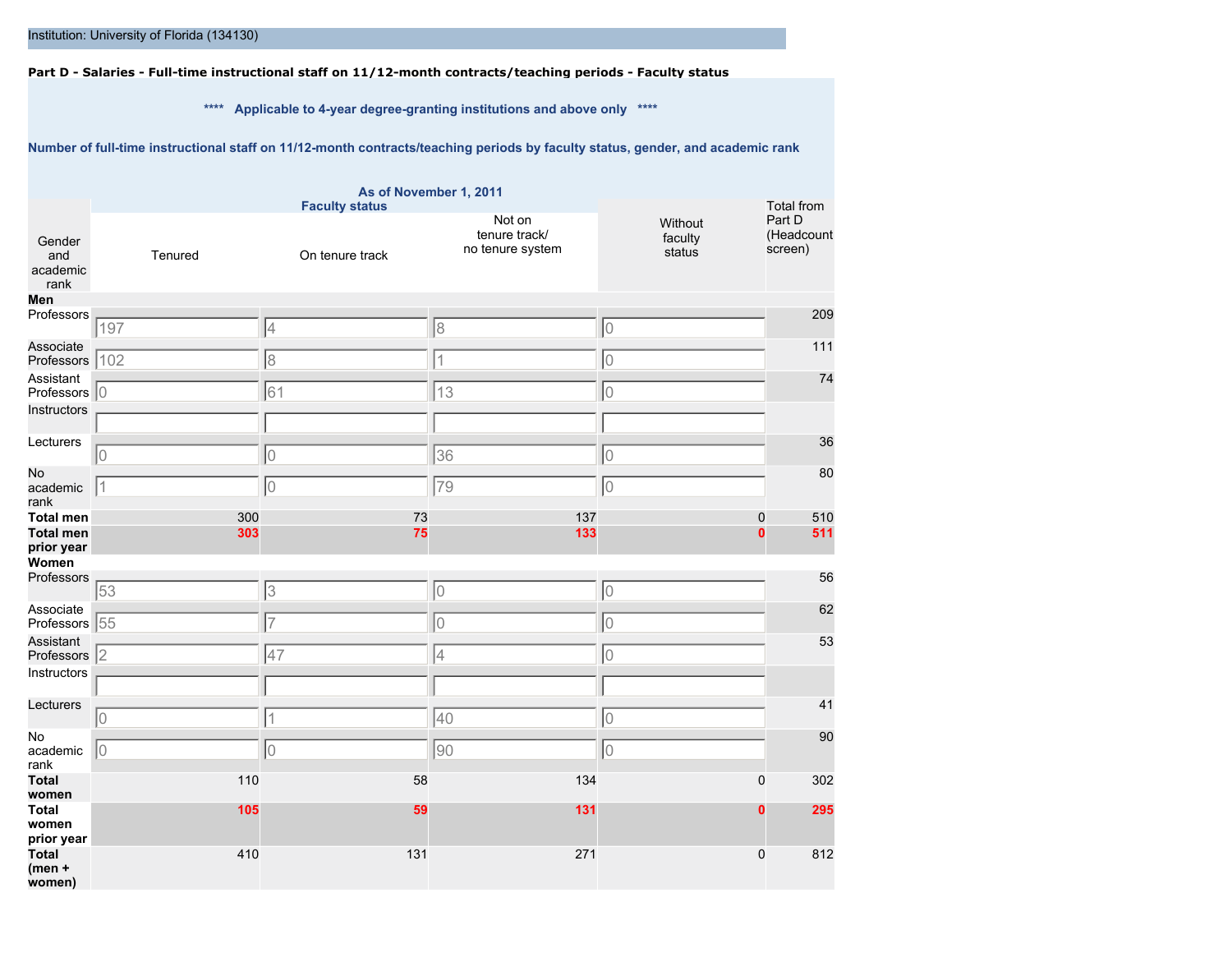Institution: University of Florida (134130)

**Part D - Salaries - Full-time instructional staff on 11/12-month contracts/teaching periods - Faculty status**

**\*\*\*\* Applicable to 4-year degree-granting institutions and above only \*\*\*\***

**Number of full-time instructional staff on 11/12-month contracts/teaching periods by faculty status, gender, and academic rank**

**As of November 1, 2011**

| Gender and academic rank | Faculty status | | | Without faculty status | Total from Part D (Headcount screen) |
|---|---|---|---|---|---|
| | Tenured | On tenure track | Not on tenure track/ no tenure system | | |
| **Men** | | | | | |
| Professors | 197 | 4 | 8 | 0 | 209 |
| Associate Professors | 102 | 8 | 1 | 0 | 111 |
| Assistant Professors | 0 | 61 | 13 | 0 | 74 |
| Instructors | | | | | |
| Lecturers | 0 | 0 | 36 | 0 | 36 |
| No academic rank | 1 | 0 | 79 | 0 | 80 |
| **Total men** | 300 | 73 | 137 | 0 | 510 |
| **Total men prior year** | 303 | 75 | 133 | 0 | 511 |
| **Women** | | | | | |
| Professors | 53 | 3 | 0 | 0 | 56 |
| Associate Professors | 55 | 7 | 0 | 0 | 62 |
| Assistant Professors | 2 | 47 | 4 | 0 | 53 |
| Instructors | | | | | |
| Lecturers | 0 | 1 | 40 | 0 | 41 |
| No academic rank | 0 | 0 | 90 | 0 | 90 |
| **Total women** | 110 | 58 | 134 | 0 | 302 |
| **Total women prior year** | 105 | 59 | 131 | 0 | 295 |
| **Total (men + women)** | 410 | 131 | 271 | 0 | 812 |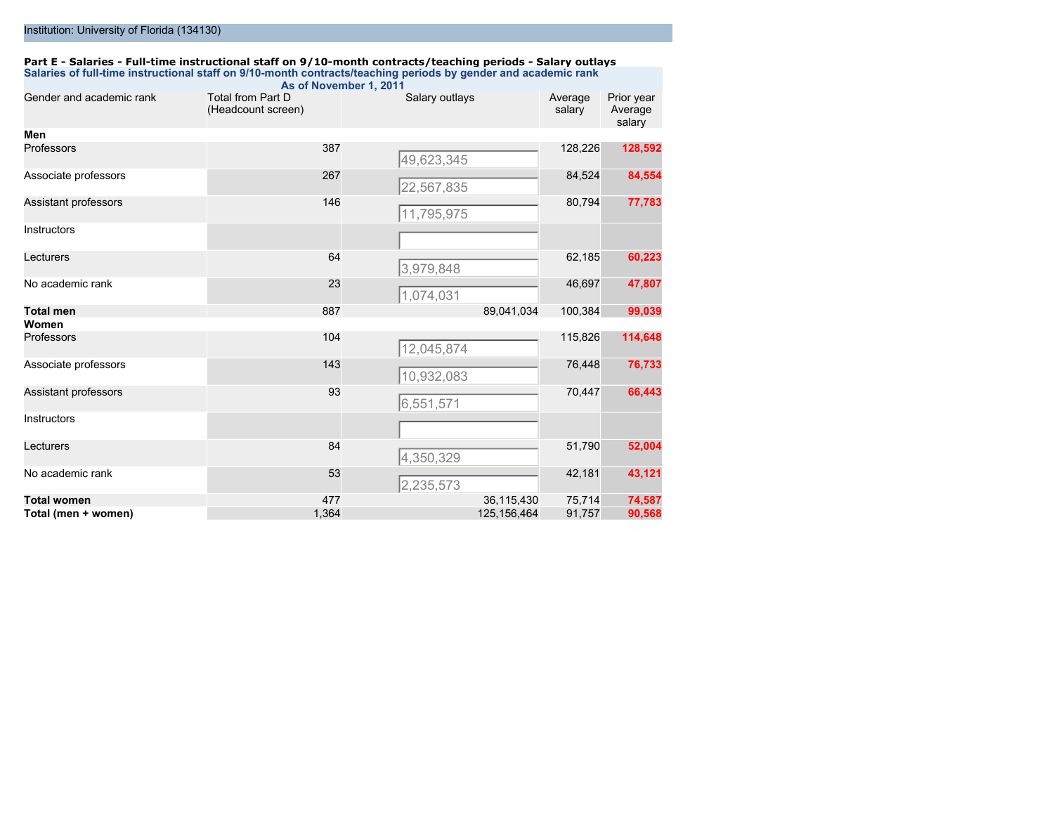Institution: University of Florida (134130)

**Part E - Salaries - Full-time instructional staff on 9/10-month contracts/teaching periods - Salary outlays**

**Salaries of full-time instructional staff on 9/10-month contracts/teaching periods by gender and academic rank**

**As of November 1, 2011**

| Gender and academic rank | Total from Part D (Headcount screen) | Salary outlays | Average salary | Prior year Average salary |
|---|---|---|---|---|
| **Men** | | | | |
| Professors | 387 | 49,623,345 | 128,226 | 128,592 |
| Associate professors | 267 | 22,567,835 | 84,524 | 84,554 |
| Assistant professors | 146 | 11,795,975 | 80,794 | 77,783 |
| Instructors | | | | |
| Lecturers | 64 | 3,979,848 | 62,185 | 60,223 |
| No academic rank | 23 | 1,074,031 | 46,697 | 47,807 |
| **Total men** | 887 | 89,041,034 | 100,384 | 99,039 |
| **Women** | | | | |
| Professors | 104 | 12,045,874 | 115,826 | 114,648 |
| Associate professors | 143 | 10,932,083 | 76,448 | 76,733 |
| Assistant professors | 93 | 6,551,571 | 70,447 | 66,443 |
| Instructors | | | | |
| Lecturers | 84 | 4,350,329 | 51,790 | 52,004 |
| No academic rank | 53 | 2,235,573 | 42,181 | 43,121 |
| **Total women** | 477 | 36,115,430 | 75,714 | 74,587 |
| **Total (men + women)** | 1,364 | 125,156,464 | 91,757 | 90,568 |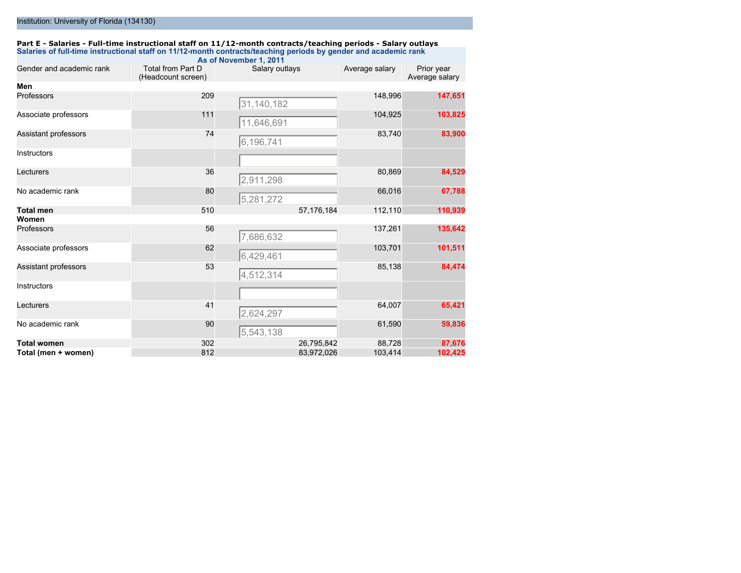Institution: University of Florida (134130)

**Part E - Salaries - Full-time instructional staff on 11/12-month contracts/teaching periods - Salary outlays**

**Salaries of full-time instructional staff on 11/12-month contracts/teaching periods by gender and academic rank**

**As of November 1, 2011**

| Gender and academic rank | Total from Part D (Headcount screen) | Salary outlays | Average salary | Prior year Average salary |
|---|---|---|---|---|
| **Men** | | | | |
| Professors | 209 | 31,140,182 | 148,996 | **147,651** |
| Associate professors | 111 | 11,646,691 | 104,925 | **103,825** |
| Assistant professors | 74 | 6,196,741 | 83,740 | **83,900** |
| Instructors | | | | |
| Lecturers | 36 | 2,911,298 | 80,869 | **84,529** |
| No academic rank | 80 | 5,281,272 | 66,016 | **67,788** |
| **Total men** | 510 | 57,176,184 | 112,110 | **110,939** |
| **Women** | | | | |
| Professors | 56 | 7,686,632 | 137,261 | **135,642** |
| Associate professors | 62 | 6,429,461 | 103,701 | **101,511** |
| Assistant professors | 53 | 4,512,314 | 85,138 | **84,474** |
| Instructors | | | | |
| Lecturers | 41 | 2,624,297 | 64,007 | **65,421** |
| No academic rank | 90 | 5,543,138 | 61,590 | **59,836** |
| **Total women** | 302 | 26,795,842 | 88,728 | **87,676** |
| **Total (men + women)** | 812 | 83,972,026 | 103,414 | **102,425** |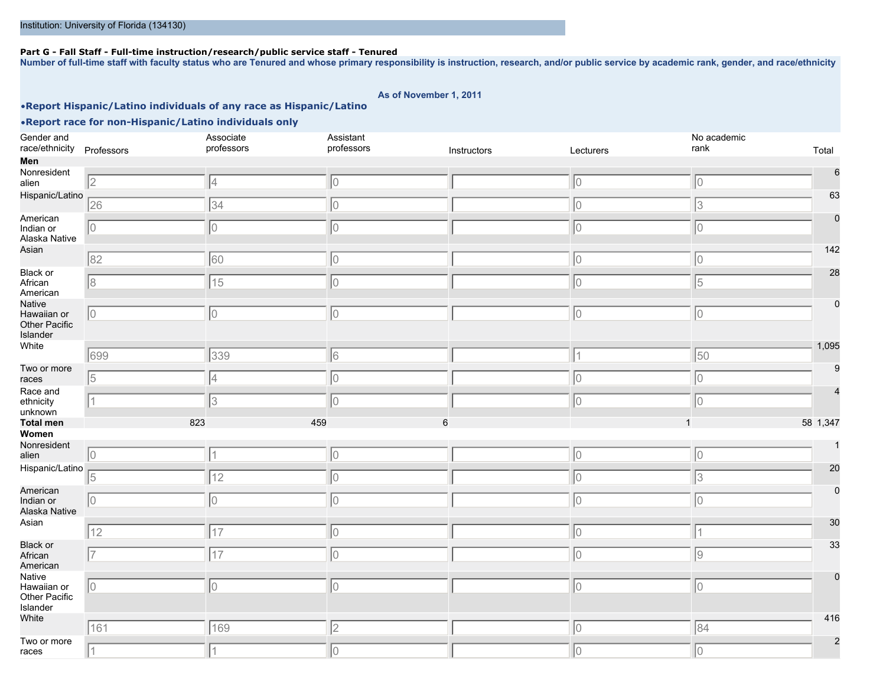Institution: University of Florida (134130)

**Part G - Fall Staff - Full-time instruction/research/public service staff - Tenured**

**Number of full-time staff with faculty status who are Tenured and whose primary responsibility is instruction, research, and/or public service by academic rank, gender, and race/ethnicity**

**As of November 1, 2011**

- **Report Hispanic/Latino individuals of any race as Hispanic/Latino**
- **Report race for non-Hispanic/Latino individuals only**

| Gender and race/ethnicity | Professors | Associate professors | Assistant professors | Instructors | Lecturers | No academic rank | Total |
|---|---|---|---|---|---|---|---|
| **Men** | | | | | | | |
| Nonresident alien | 2 | 4 | 0 | | 0 | 0 | 6 |
| Hispanic/Latino | 26 | 34 | 0 | | 0 | 3 | 63 |
| American Indian or Alaska Native | 0 | 0 | 0 | | 0 | 0 | 0 |
| Asian | 82 | 60 | 0 | | 0 | 0 | 142 |
| Black or African American | 8 | 15 | 0 | | 0 | 5 | 28 |
| Native Hawaiian or Other Pacific Islander | 0 | 0 | 0 | | 0 | 0 | 0 |
| White | 699 | 339 | 6 | | 1 | 50 | 1,095 |
| Two or more races | 5 | 4 | 0 | | 0 | 0 | 9 |
| Race and ethnicity unknown | 1 | 3 | 0 | | 0 | 0 | 4 |
| **Total men** | 823 | 459 | 6 | | 1 | 58 | 1,347 |
| **Women** | | | | | | | |
| Nonresident alien | 0 | 1 | 0 | | 0 | 0 | 1 |
| Hispanic/Latino | 5 | 12 | 0 | | 0 | 3 | 20 |
| American Indian or Alaska Native | 0 | 0 | 0 | | 0 | 0 | 0 |
| Asian | 12 | 17 | 0 | | 0 | 1 | 30 |
| Black or African American | 7 | 17 | 0 | | 0 | 9 | 33 |
| Native Hawaiian or Other Pacific Islander | 0 | 0 | 0 | | 0 | 0 | 0 |
| White | 161 | 169 | 2 | | 0 | 84 | 416 |
| Two or more races | 1 | 1 | 0 | | 0 | 0 | 2 |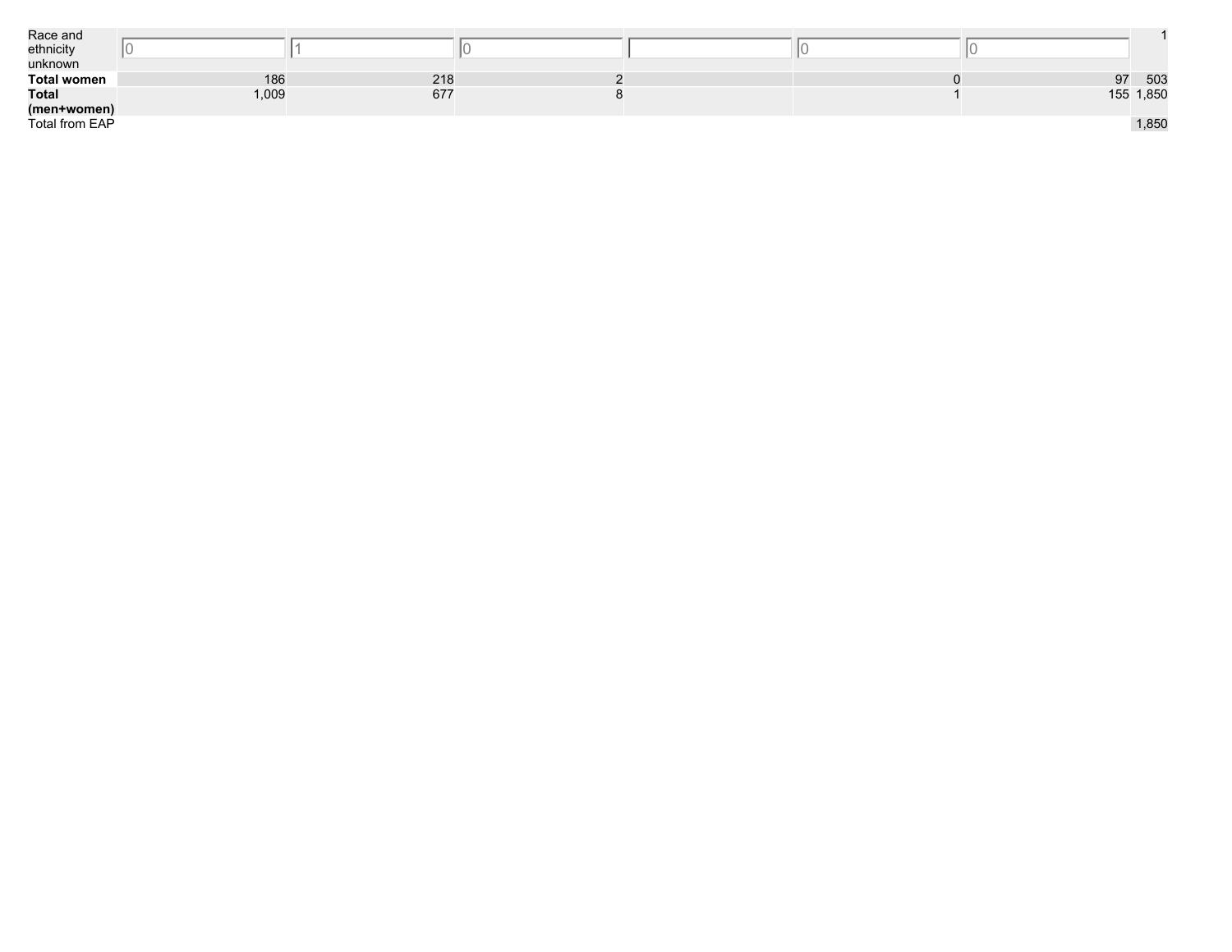| | | | | | | | |
|---|---|---|---|---|---|---|---|
| Race and ethnicity unknown | 0 | 1 | 0 | | 0 | 0 | 1 |
| **Total women** | 186 | 218 | 2 | | 0 | 97 | 503 |
| **Total (men+women)** | 1,009 | 677 | 8 | | 1 | 155 | 1,850 |
| Total from EAP | | | | | | | 1,850 |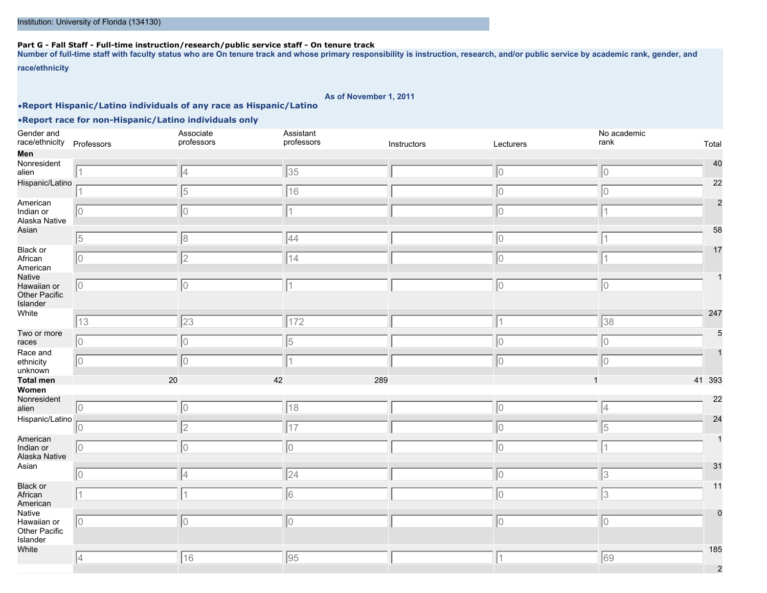Institution: University of Florida (134130)

**Part G - Fall Staff - Full-time instruction/research/public service staff - On tenure track**

**Number of full-time staff with faculty status who are On tenure track and whose primary responsibility is instruction, research, and/or public service by academic rank, gender, and race/ethnicity**

**As of November 1, 2011**

- **Report Hispanic/Latino individuals of any race as Hispanic/Latino**
- **Report race for non-Hispanic/Latino individuals only**

| Gender and race/ethnicity | Professors | Associate professors | Assistant professors | Instructors | Lecturers | No academic rank | Total |
|---|---|---|---|---|---|---|---|
| **Men** | | | | | | | |
| Nonresident alien | 1 | 4 | 35 | | 0 | 0 | 40 |
| Hispanic/Latino | 1 | 5 | 16 | | 0 | 0 | 22 |
| American Indian or Alaska Native | 0 | 0 | 1 | | 0 | 1 | 2 |
| Asian | 5 | 8 | 44 | | 0 | 1 | 58 |
| Black or African American | 0 | 2 | 14 | | 0 | 1 | 17 |
| Native Hawaiian or Other Pacific Islander | 0 | 0 | 1 | | 0 | 0 | 1 |
| White | 13 | 23 | 172 | | 1 | 38 | 247 |
| Two or more races | 0 | 0 | 5 | | 0 | 0 | 5 |
| Race and ethnicity unknown | 0 | 0 | 1 | | 0 | 0 | 1 |
| **Total men** | 20 | 42 | 289 | | 1 | 41 | 393 |
| **Women** | | | | | | | |
| Nonresident alien | 0 | 0 | 18 | | 0 | 4 | 22 |
| Hispanic/Latino | 0 | 2 | 17 | | 0 | 5 | 24 |
| American Indian or Alaska Native | 0 | 0 | 0 | | 0 | 1 | 1 |
| Asian | 0 | 4 | 24 | | 0 | 3 | 31 |
| Black or African American | 1 | 1 | 6 | | 0 | 3 | 11 |
| Native Hawaiian or Other Pacific Islander | 0 | 0 | 0 | | 0 | 0 | 0 |
| White | 4 | 16 | 95 | | 1 | 69 | 185 |
| | | | | | | | 2 |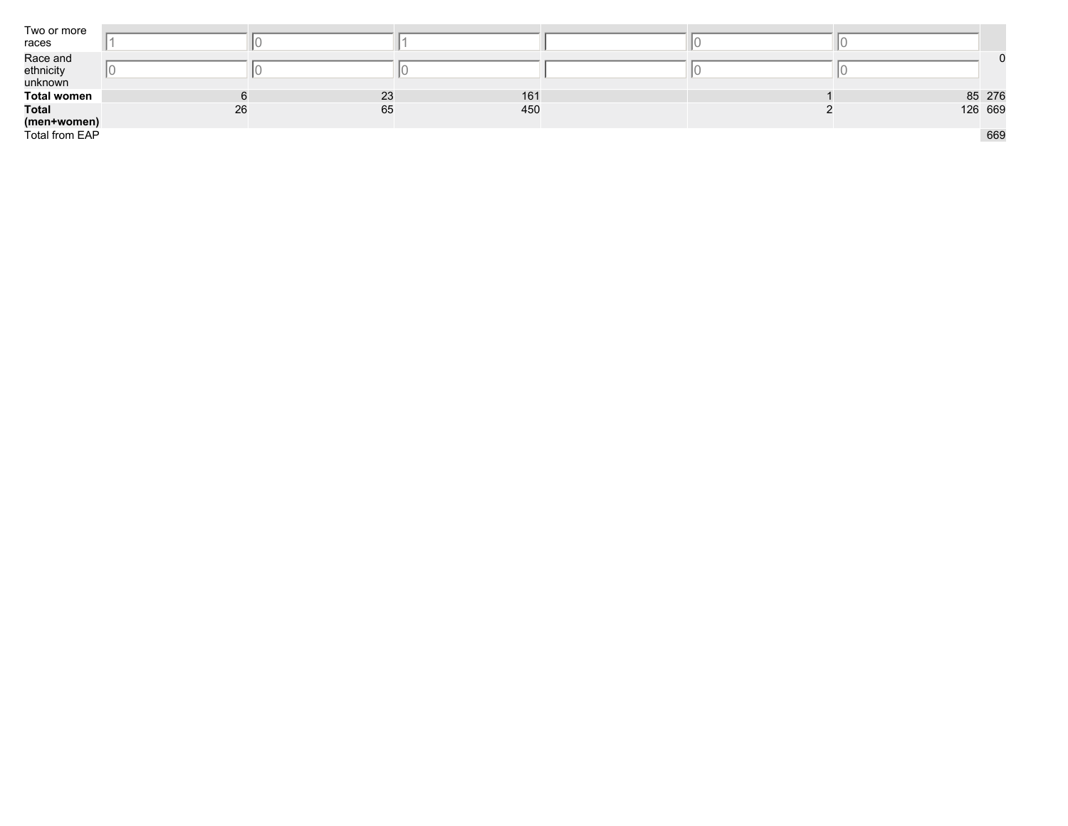| | | | | | | | |
|---|---|---|---|---|---|---|---|
| Two or more races | 1 | 0 | 1 | | 0 | 0 | |
| Race and ethnicity unknown | 0 | 0 | 0 | | 0 | 0 | 0 |
| **Total women** | 6 | 23 | 161 | | 1 | 85 | 276 |
| **Total (men+women)** | 26 | 65 | 450 | | 2 | 126 | 669 |
| Total from EAP | | | | | | | 669 |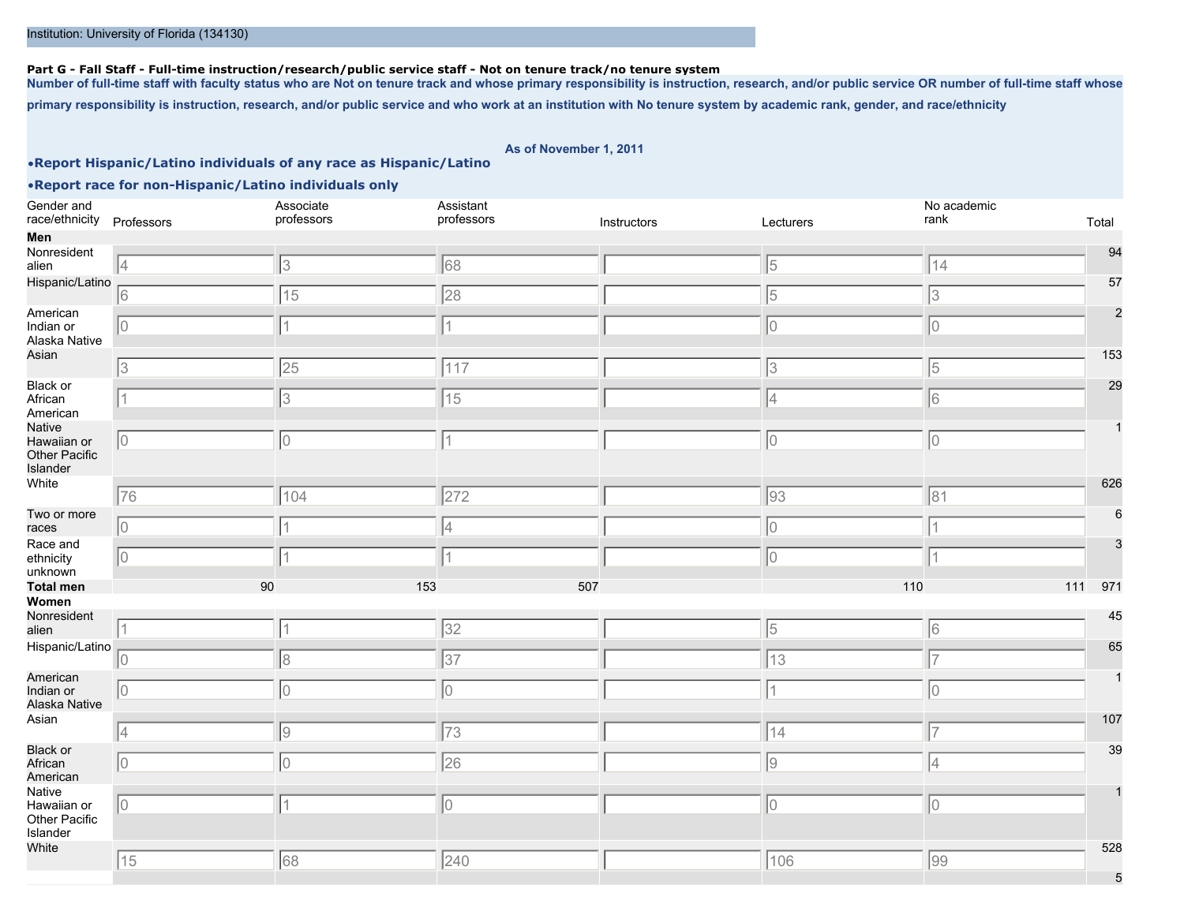Institution: University of Florida (134130)

**Part G - Fall Staff - Full-time instruction/research/public service staff - Not on tenure track/no tenure system**

**Number of full-time staff with faculty status who are Not on tenure track and whose primary responsibility is instruction, research, and/or public service OR number of full-time staff whose primary responsibility is instruction, research, and/or public service and who work at an institution with No tenure system by academic rank, gender, and race/ethnicity**

**As of November 1, 2011**

- **Report Hispanic/Latino individuals of any race as Hispanic/Latino**
- **Report race for non-Hispanic/Latino individuals only**

| Gender and race/ethnicity | Professors | Associate professors | Assistant professors | Instructors | Lecturers | No academic rank | Total |
|---|---|---|---|---|---|---|---|
| **Men** | | | | | | | |
| Nonresident alien | 4 | 3 | 68 | | 5 | 14 | 94 |
| Hispanic/Latino | 6 | 15 | 28 | | 5 | 3 | 57 |
| American Indian or Alaska Native | 0 | 1 | 1 | | 0 | 0 | 2 |
| Asian | 3 | 25 | 117 | | 3 | 5 | 153 |
| Black or African American | 1 | 3 | 15 | | 4 | 6 | 29 |
| Native Hawaiian or Other Pacific Islander | 0 | 0 | 1 | | 0 | 0 | 1 |
| White | 76 | 104 | 272 | | 93 | 81 | 626 |
| Two or more races | 0 | 1 | 4 | | 0 | 1 | 6 |
| Race and ethnicity unknown | 0 | 1 | 1 | | 0 | 1 | 3 |
| **Total men** | 90 | 153 | 507 | | 110 | 111 | 971 |
| **Women** | | | | | | | |
| Nonresident alien | 1 | 1 | 32 | | 5 | 6 | 45 |
| Hispanic/Latino | 0 | 8 | 37 | | 13 | 7 | 65 |
| American Indian or Alaska Native | 0 | 0 | 0 | | 1 | 0 | 1 |
| Asian | 4 | 9 | 73 | | 14 | 7 | 107 |
| Black or African American | 0 | 0 | 26 | | 9 | 4 | 39 |
| Native Hawaiian or Other Pacific Islander | 0 | 1 | 0 | | 0 | 0 | 1 |
| White | 15 | 68 | 240 | | 106 | 99 | 528 |
| | | | | | | | 5 |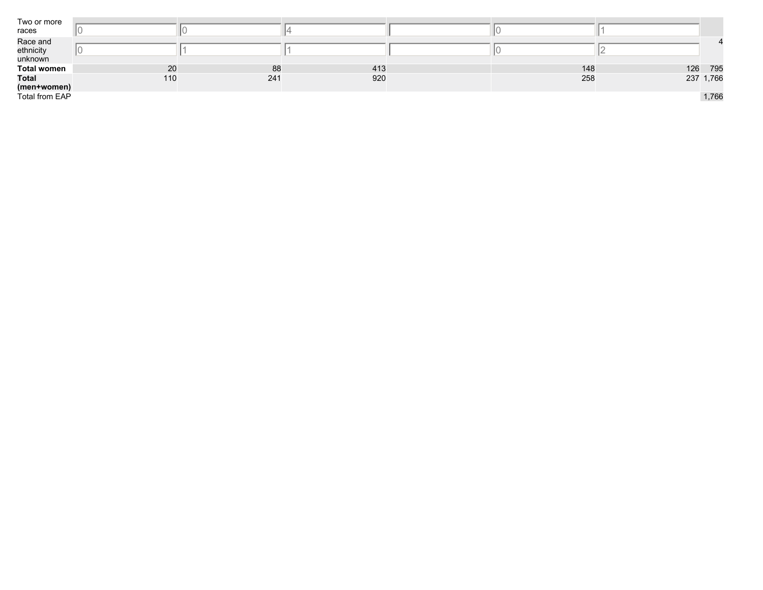| | | | | | | | |
|---|---|---|---|---|---|---|---|
| Two or more races | 0 | 0 | 4 | | 0 | 1 | |
| Race and ethnicity unknown | 0 | 1 | 1 | | 0 | 2 | 4 |
| **Total women** | 20 | 88 | 413 | | 148 | 126 | 795 |
| **Total (men+women)** | 110 | 241 | 920 | | 258 | 237 | 1,766 |
| Total from EAP | | | | | | | 1,766 |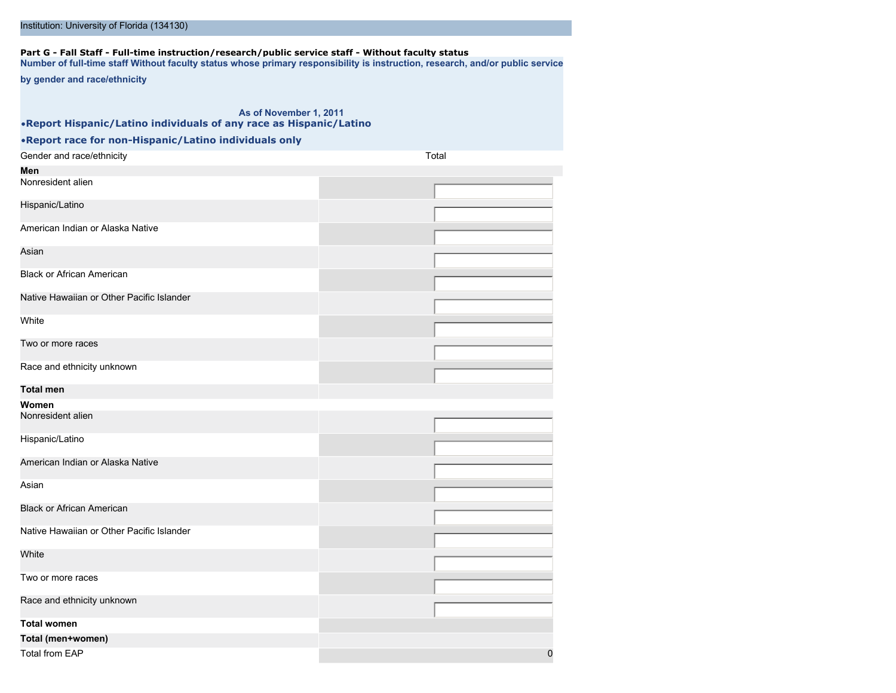Institution: University of Florida (134130)

**Part G - Fall Staff - Full-time instruction/research/public service staff - Without faculty status**

**Number of full-time staff Without faculty status whose primary responsibility is instruction, research, and/or public service by gender and race/ethnicity**

**As of November 1, 2011**

- **Report Hispanic/Latino individuals of any race as Hispanic/Latino**
- **Report race for non-Hispanic/Latino individuals only**

| Gender and race/ethnicity | Total |
|---|---|
| **Men** | |
| Nonresident alien | |
| Hispanic/Latino | |
| American Indian or Alaska Native | |
| Asian | |
| Black or African American | |
| Native Hawaiian or Other Pacific Islander | |
| White | |
| Two or more races | |
| Race and ethnicity unknown | |
| **Total men** | |
| **Women** | |
| Nonresident alien | |
| Hispanic/Latino | |
| American Indian or Alaska Native | |
| Asian | |
| Black or African American | |
| Native Hawaiian or Other Pacific Islander | |
| White | |
| Two or more races | |
| Race and ethnicity unknown | |
| **Total women** | |
| **Total (men+women)** | |
| Total from EAP | 0 |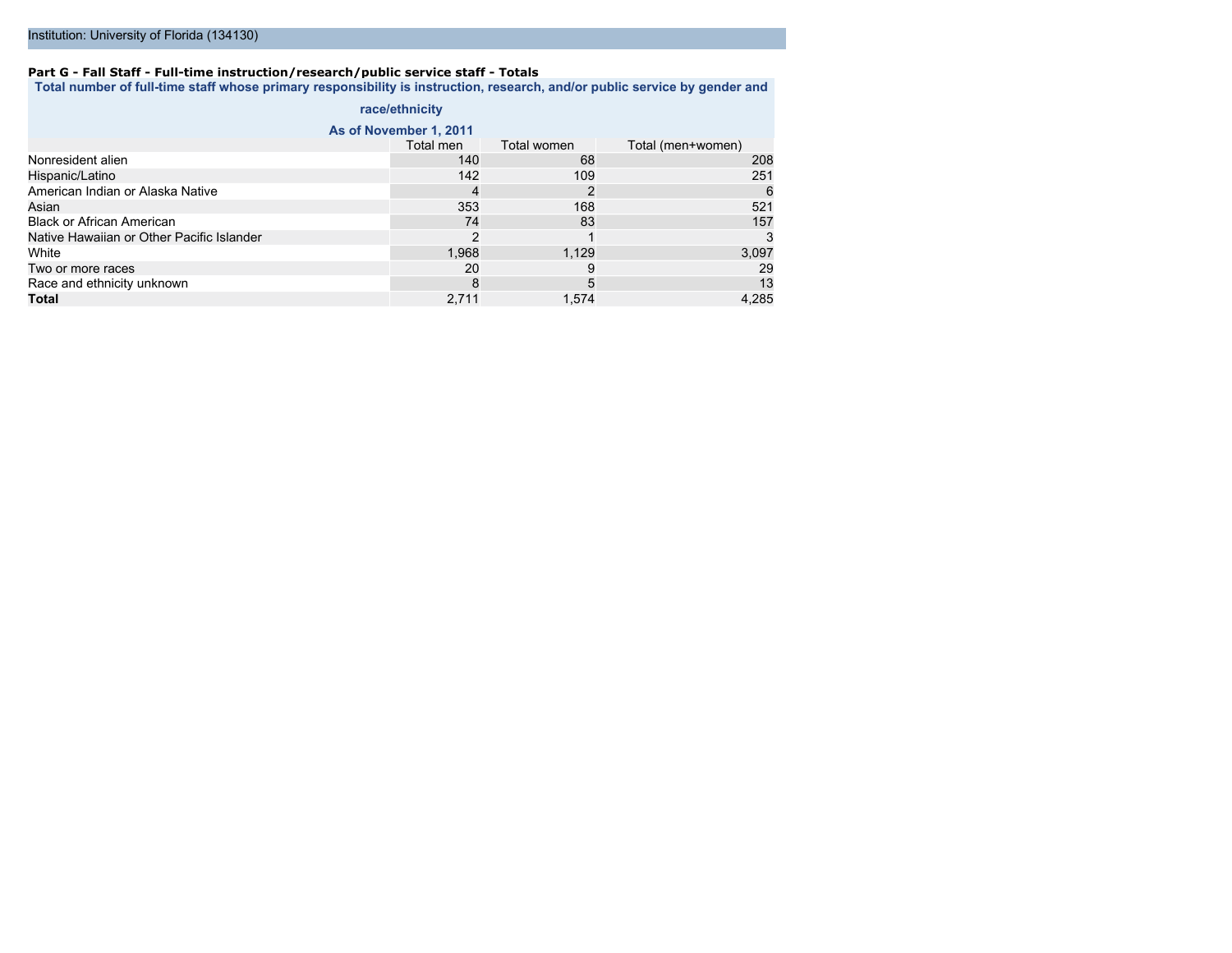Institution: University of Florida (134130)

**Part G - Fall Staff - Full-time instruction/research/public service staff - Totals**

**Total number of full-time staff whose primary responsibility is instruction, research, and/or public service by gender and race/ethnicity**

**As of November 1, 2011**

| | Total men | Total women | Total (men+women) |
|---|---|---|---|
| Nonresident alien | 140 | 68 | 208 |
| Hispanic/Latino | 142 | 109 | 251 |
| American Indian or Alaska Native | 4 | 2 | 6 |
| Asian | 353 | 168 | 521 |
| Black or African American | 74 | 83 | 157 |
| Native Hawaiian or Other Pacific Islander | 2 | 1 | 3 |
| White | 1,968 | 1,129 | 3,097 |
| Two or more races | 20 | 9 | 29 |
| Race and ethnicity unknown | 8 | 5 | 13 |
| **Total** | 2,711 | 1,574 | 4,285 |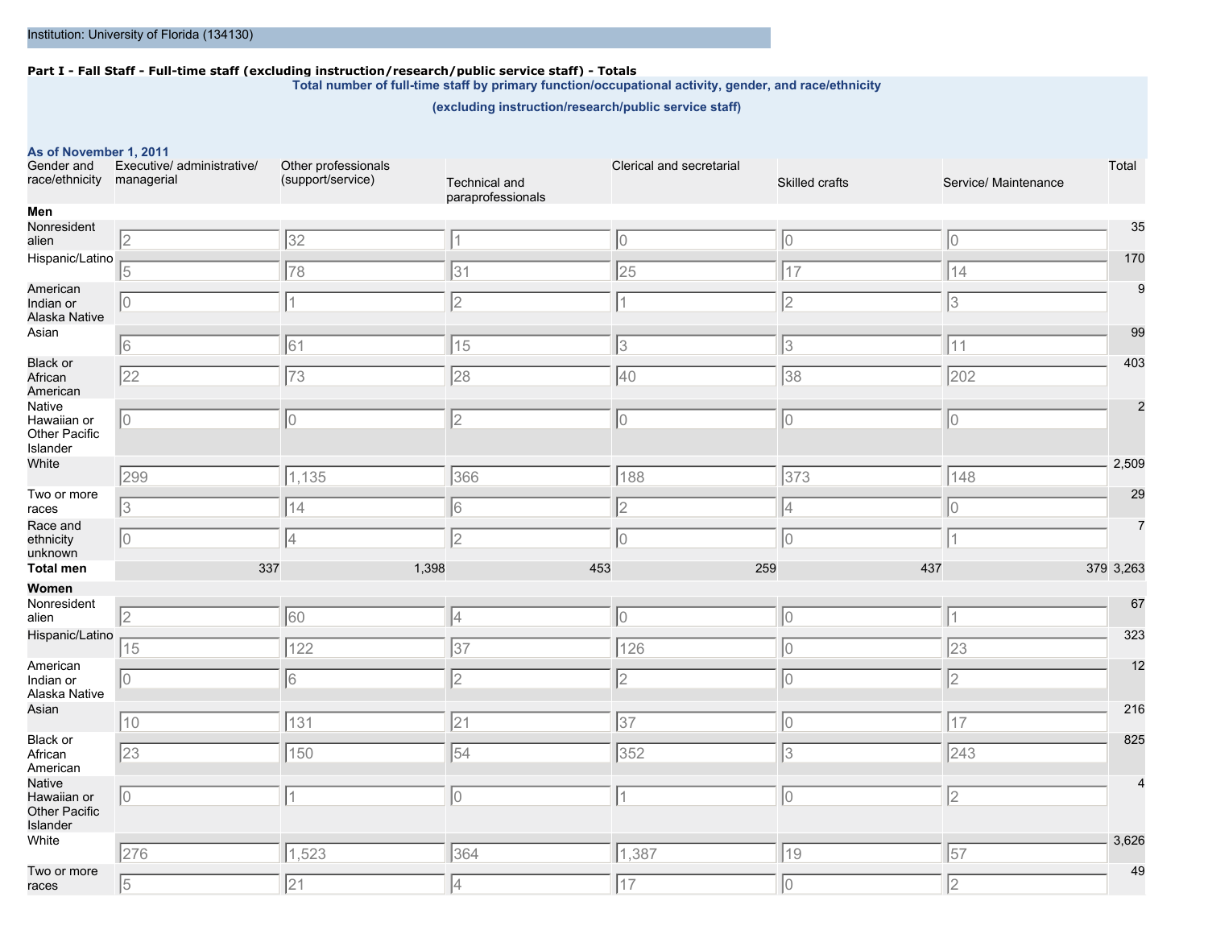Institution: University of Florida (134130)

**Part I - Fall Staff - Full-time staff (excluding instruction/research/public service staff) - Totals**

**Total number of full-time staff by primary function/occupational activity, gender, and race/ethnicity**

**(excluding instruction/research/public service staff)**

**As of November 1, 2011**

| Gender and race/ethnicity | Executive/ administrative/ managerial | Other professionals (support/service) | Technical and paraprofessionals | Clerical and secretarial | Skilled crafts | Service/ Maintenance | Total |
|---|---|---|---|---|---|---|---|
| **Men** | | | | | | | |
| Nonresident alien | 2 | 32 | 1 | 0 | 0 | 0 | 35 |
| Hispanic/Latino | 5 | 78 | 31 | 25 | 17 | 14 | 170 |
| American Indian or Alaska Native | 0 | 1 | 2 | 1 | 2 | 3 | 9 |
| Asian | 6 | 61 | 15 | 3 | 3 | 11 | 99 |
| Black or African American | 22 | 73 | 28 | 40 | 38 | 202 | 403 |
| Native Hawaiian or Other Pacific Islander | 0 | 0 | 2 | 0 | 0 | 0 | 2 |
| White | 299 | 1,135 | 366 | 188 | 373 | 148 | 2,509 |
| Two or more races | 3 | 14 | 6 | 2 | 4 | 0 | 29 |
| Race and ethnicity unknown | 0 | 4 | 2 | 0 | 0 | 1 | 7 |
| **Total men** | 337 | 1,398 | 453 | 259 | 437 | 379 | 3,263 |
| **Women** | | | | | | | |
| Nonresident alien | 2 | 60 | 4 | 0 | 0 | 1 | 67 |
| Hispanic/Latino | 15 | 122 | 37 | 126 | 0 | 23 | 323 |
| American Indian or Alaska Native | 0 | 6 | 2 | 2 | 0 | 2 | 12 |
| Asian | 10 | 131 | 21 | 37 | 0 | 17 | 216 |
| Black or African American | 23 | 150 | 54 | 352 | 3 | 243 | 825 |
| Native Hawaiian or Other Pacific Islander | 0 | 1 | 0 | 1 | 0 | 2 | 4 |
| White | 276 | 1,523 | 364 | 1,387 | 19 | 57 | 3,626 |
| Two or more races | 5 | 21 | 4 | 17 | 0 | 2 | 49 |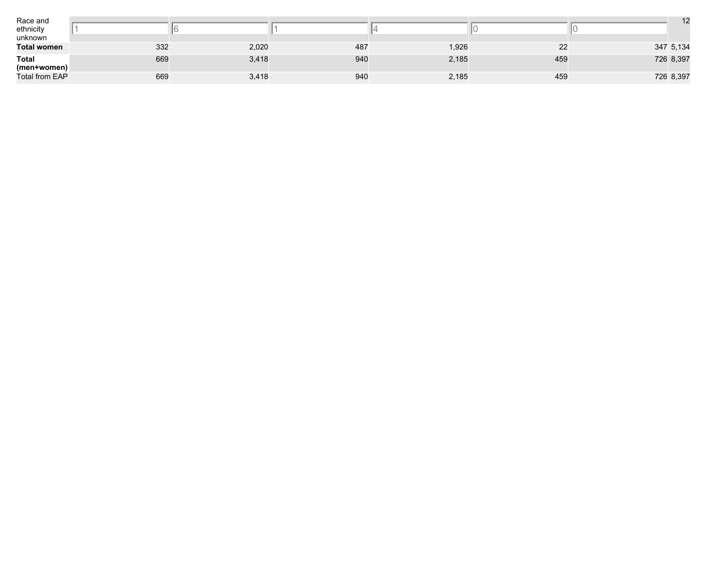| | | | | | | | |
|---|---|---|---|---|---|---|---|
| Race and ethnicity unknown | 1 | 6 | 1 | 4 | 0 | 0 | 12 |
| **Total women** | 332 | 2,020 | 487 | 1,926 | 22 | 347 | 5,134 |
| **Total (men+women)** | 669 | 3,418 | 940 | 2,185 | 459 | 726 | 8,397 |
| Total from EAP | 669 | 3,418 | 940 | 2,185 | 459 | 726 | 8,397 |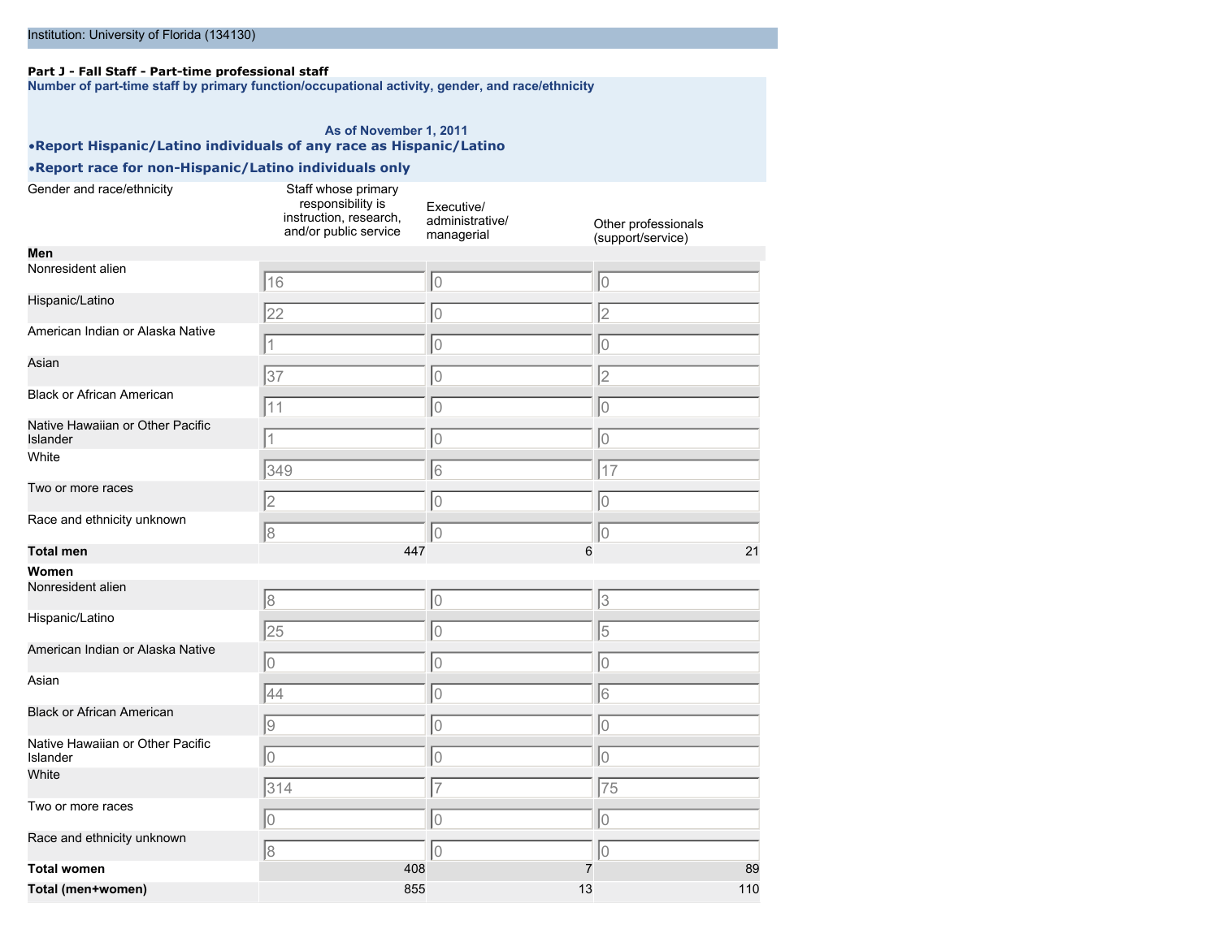Institution: University of Florida (134130)

**Part J - Fall Staff - Part-time professional staff**

**Number of part-time staff by primary function/occupational activity, gender, and race/ethnicity**

**As of November 1, 2011**

- **Report Hispanic/Latino individuals of any race as Hispanic/Latino**
- **Report race for non-Hispanic/Latino individuals only**

| Gender and race/ethnicity | Staff whose primary responsibility is instruction, research, and/or public service | Executive/ administrative/ managerial | Other professionals (support/service) |
|---|---|---|---|
| **Men** | | | |
| Nonresident alien | 16 | 0 | 0 |
| Hispanic/Latino | 22 | 0 | 2 |
| American Indian or Alaska Native | 1 | 0 | 0 |
| Asian | 37 | 0 | 2 |
| Black or African American | 11 | 0 | 0 |
| Native Hawaiian or Other Pacific Islander | 1 | 0 | 0 |
| White | 349 | 6 | 17 |
| Two or more races | 2 | 0 | 0 |
| Race and ethnicity unknown | 8 | 0 | 0 |
| **Total men** | 447 | 6 | 21 |
| **Women** | | | |
| Nonresident alien | 8 | 0 | 3 |
| Hispanic/Latino | 25 | 0 | 5 |
| American Indian or Alaska Native | 0 | 0 | 0 |
| Asian | 44 | 0 | 6 |
| Black or African American | 9 | 0 | 0 |
| Native Hawaiian or Other Pacific Islander | 0 | 0 | 0 |
| White | 314 | 7 | 75 |
| Two or more races | 0 | 0 | 0 |
| Race and ethnicity unknown | 8 | 0 | 0 |
| **Total women** | 408 | 7 | 89 |
| **Total (men+women)** | 855 | 13 | 110 |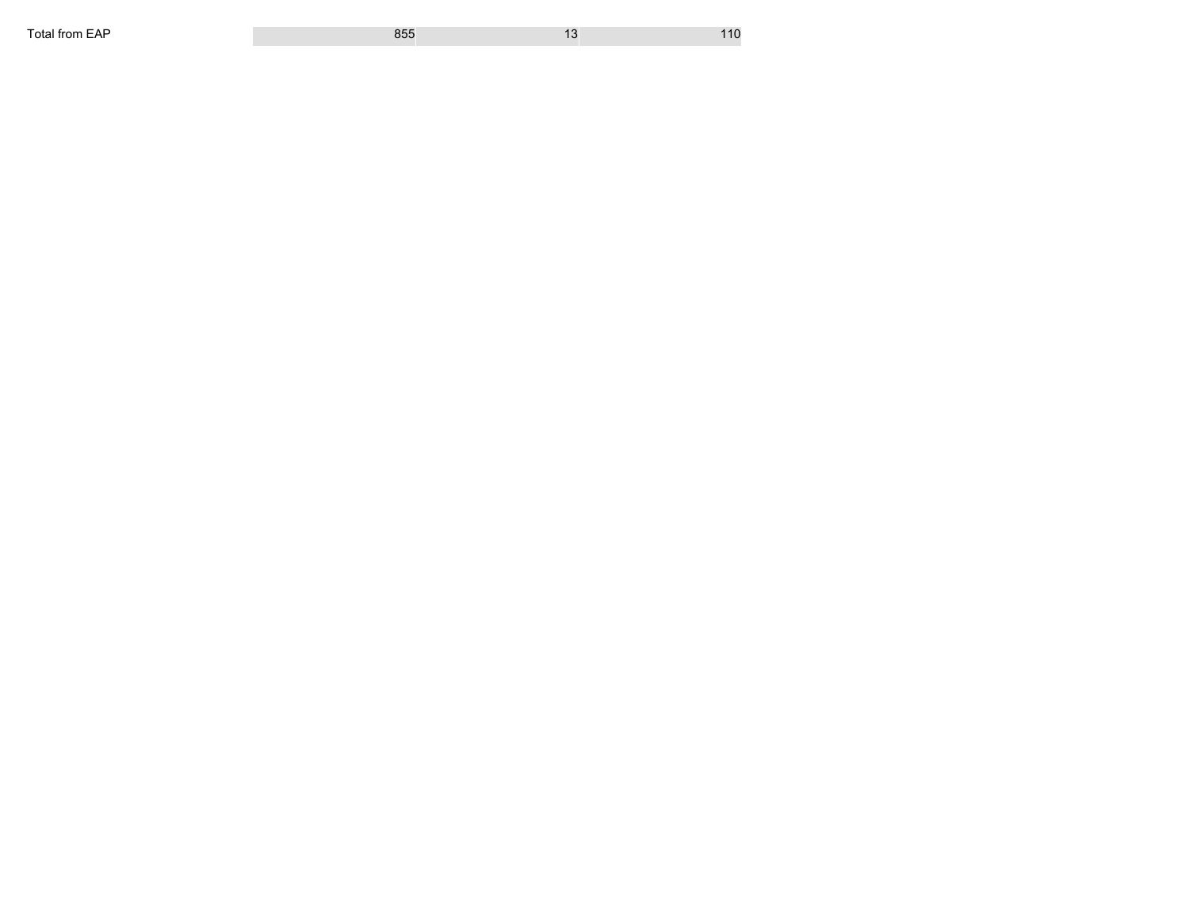| | | | |
|---|---|---|---|
| Total from EAP | 855 | 13 | 110 |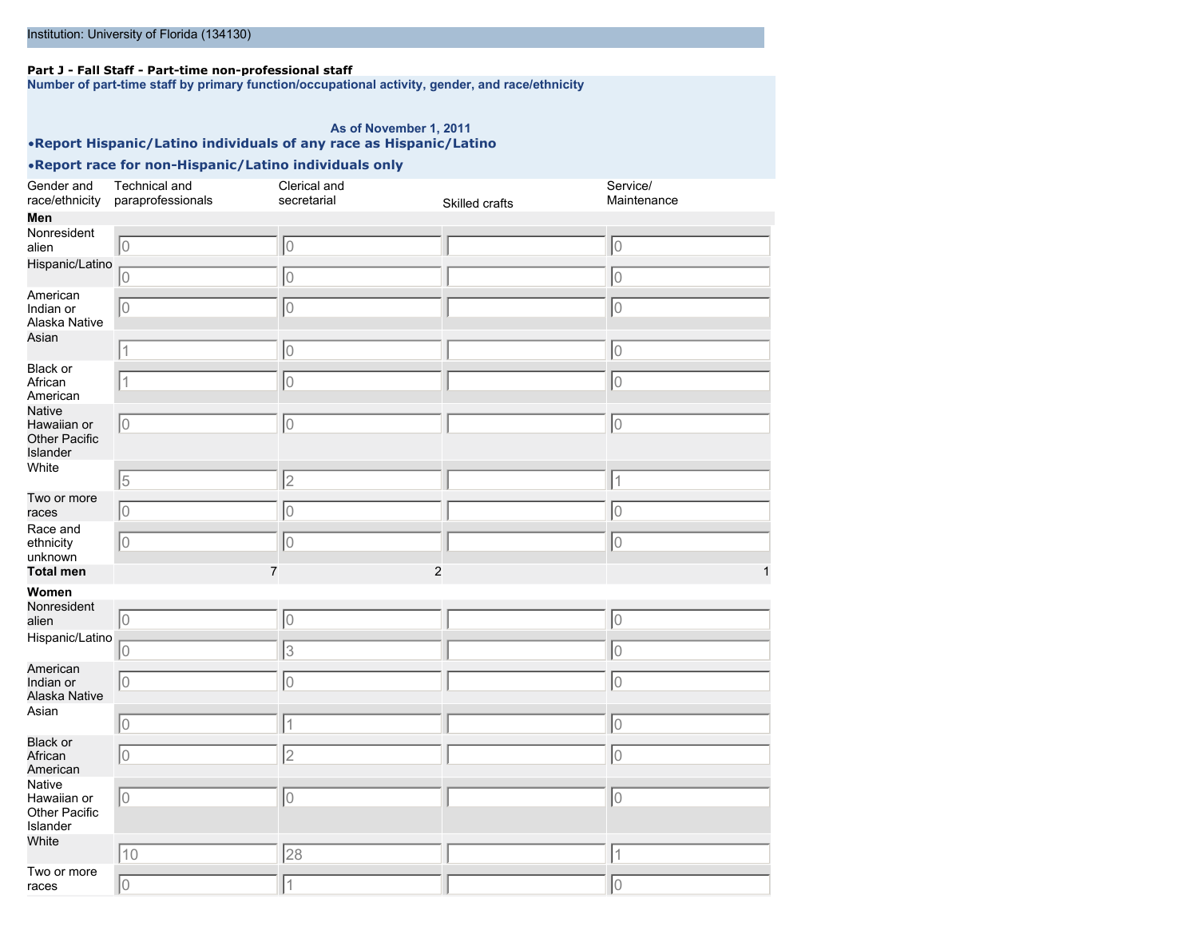Institution: University of Florida (134130)

**Part J - Fall Staff - Part-time non-professional staff**

**Number of part-time staff by primary function/occupational activity, gender, and race/ethnicity**

**As of November 1, 2011**

**•Report Hispanic/Latino individuals of any race as Hispanic/Latino**

**•Report race for non-Hispanic/Latino individuals only**

| Gender and race/ethnicity | Technical and paraprofessionals | Clerical and secretarial | Skilled crafts | Service/ Maintenance |
|---|---|---|---|---|
| **Men** | | | | |
| Nonresident alien | 0 | 0 | | 0 |
| Hispanic/Latino | 0 | 0 | | 0 |
| American Indian or Alaska Native | 0 | 0 | | 0 |
| Asian | 1 | 0 | | 0 |
| Black or African American | 1 | 0 | | 0 |
| Native Hawaiian or Other Pacific Islander | 0 | 0 | | 0 |
| White | 5 | 2 | | 1 |
| Two or more races | 0 | 0 | | 0 |
| Race and ethnicity unknown | 0 | 0 | | 0 |
| **Total men** | 7 | 2 | | 1 |
| **Women** | | | | |
| Nonresident alien | 0 | 0 | | 0 |
| Hispanic/Latino | 0 | 3 | | 0 |
| American Indian or Alaska Native | 0 | 0 | | 0 |
| Asian | 0 | 1 | | 0 |
| Black or African American | 0 | 2 | | 0 |
| Native Hawaiian or Other Pacific Islander | 0 | 0 | | 0 |
| White | 10 | 28 | | 1 |
| Two or more races | 0 | 1 | | 0 |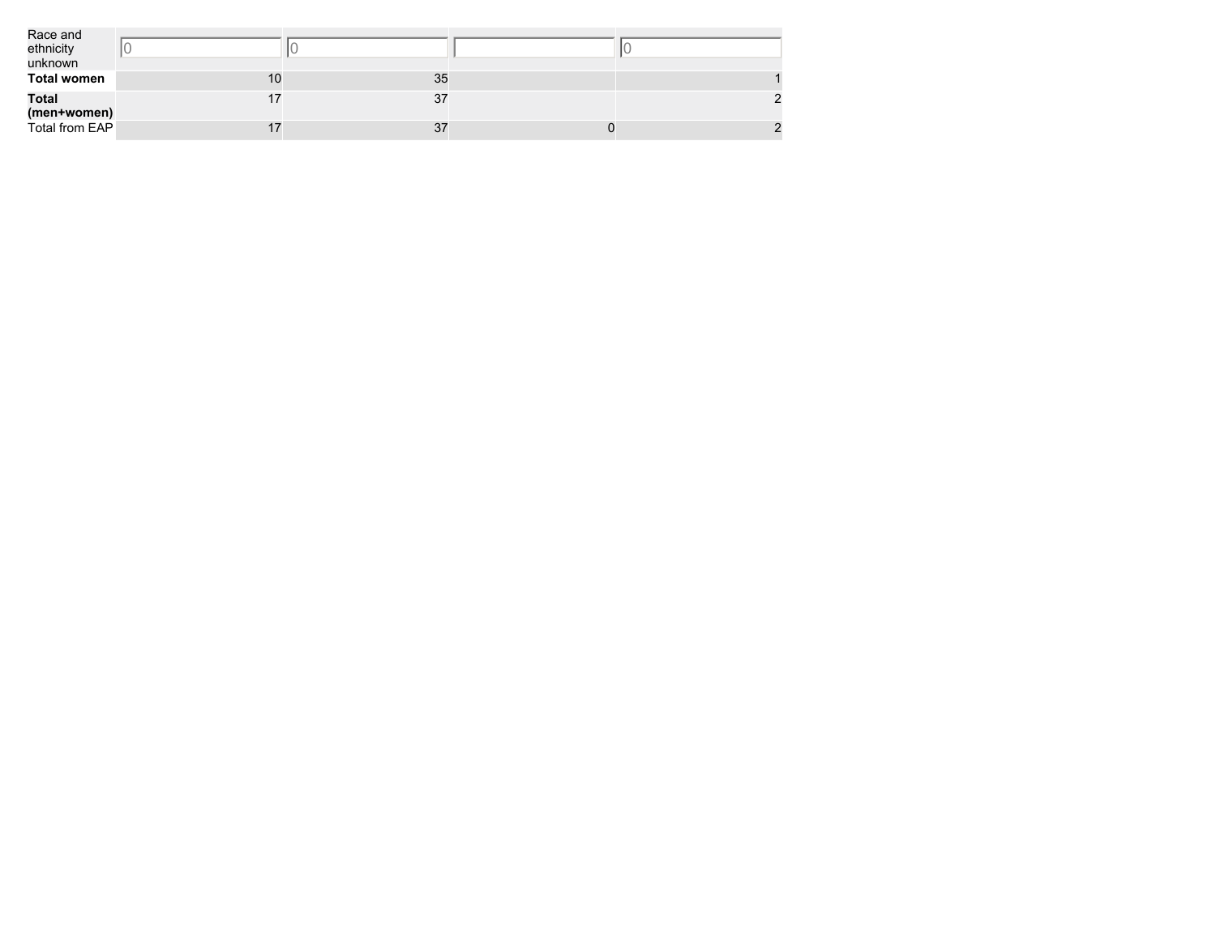| | | | | |
|---|---|---|---|---|
| Race and ethnicity unknown | 0 | 0 | | 0 |
| **Total women** | 10 | 35 | | 1 |
| **Total (men+women)** | 17 | 37 | | 2 |
| Total from EAP | 17 | 37 | 0 | 2 |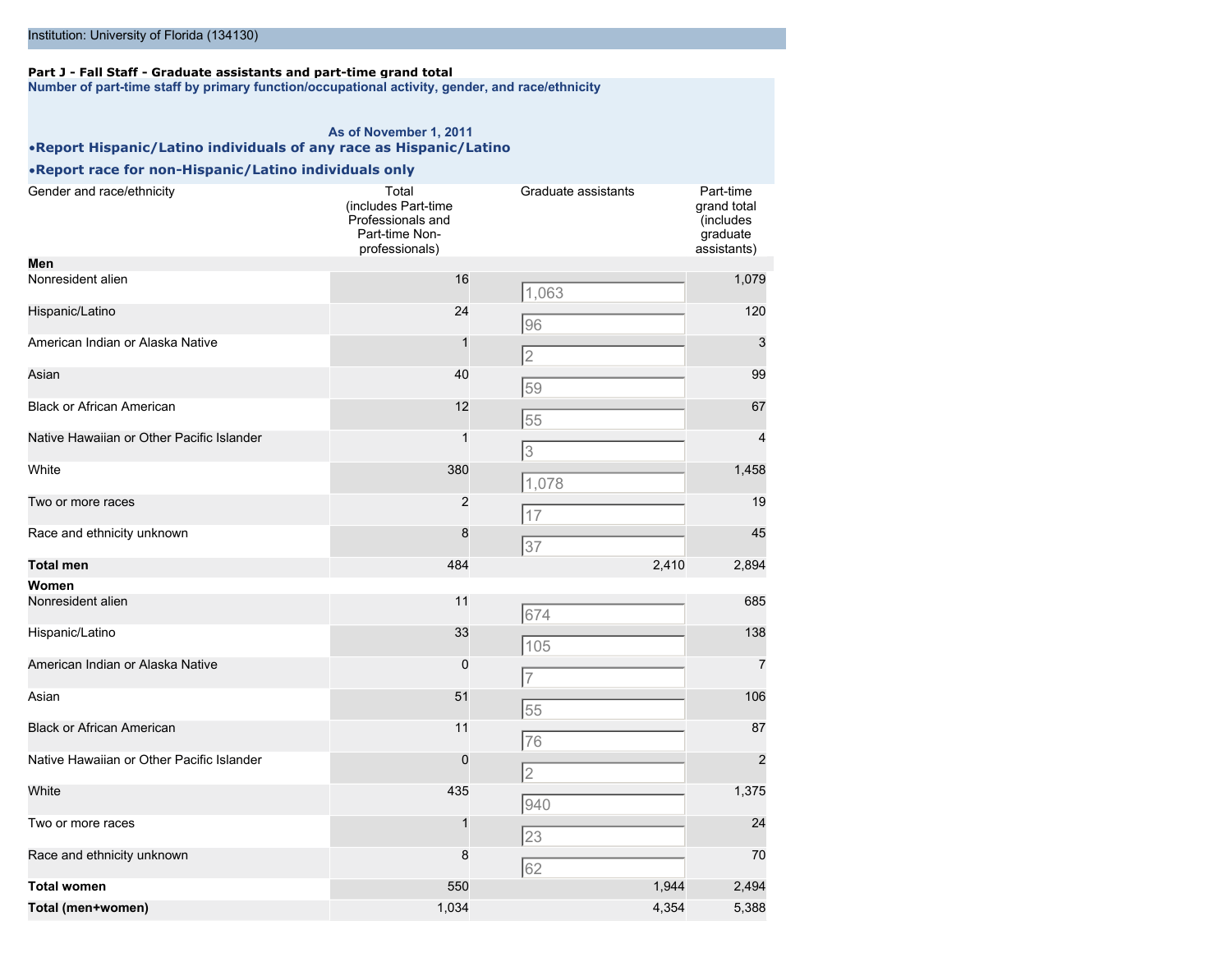Institution: University of Florida (134130)

**Part J - Fall Staff - Graduate assistants and part-time grand total**

**Number of part-time staff by primary function/occupational activity, gender, and race/ethnicity**

**As of November 1, 2011**

- **Report Hispanic/Latino individuals of any race as Hispanic/Latino**
- **Report race for non-Hispanic/Latino individuals only**

| Gender and race/ethnicity | Total (includes Part-time Professionals and Part-time Non-professionals) | Graduate assistants | Part-time grand total (includes graduate assistants) |
|---|---|---|---|
| **Men** | | | |
| Nonresident alien | 16 | 1,063 | 1,079 |
| Hispanic/Latino | 24 | 96 | 120 |
| American Indian or Alaska Native | 1 | 2 | 3 |
| Asian | 40 | 59 | 99 |
| Black or African American | 12 | 55 | 67 |
| Native Hawaiian or Other Pacific Islander | 1 | 3 | 4 |
| White | 380 | 1,078 | 1,458 |
| Two or more races | 2 | 17 | 19 |
| Race and ethnicity unknown | 8 | 37 | 45 |
| **Total men** | 484 | 2,410 | 2,894 |
| **Women** | | | |
| Nonresident alien | 11 | 674 | 685 |
| Hispanic/Latino | 33 | 105 | 138 |
| American Indian or Alaska Native | 0 | 7 | 7 |
| Asian | 51 | 55 | 106 |
| Black or African American | 11 | 76 | 87 |
| Native Hawaiian or Other Pacific Islander | 0 | 2 | 2 |
| White | 435 | 940 | 1,375 |
| Two or more races | 1 | 23 | 24 |
| Race and ethnicity unknown | 8 | 62 | 70 |
| **Total women** | 550 | 1,944 | 2,494 |
| **Total (men+women)** | 1,034 | 4,354 | 5,388 |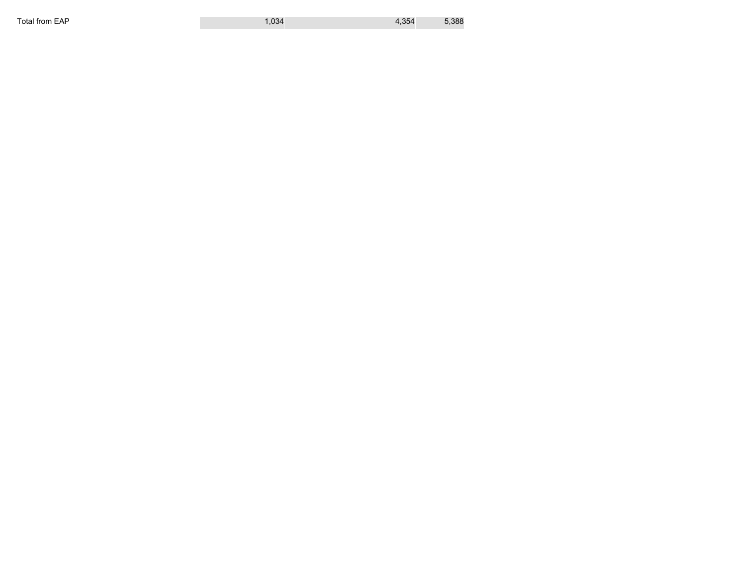| | | | |
|---|---|---|---|
| Total from EAP | 1,034 | 4,354 | 5,388 |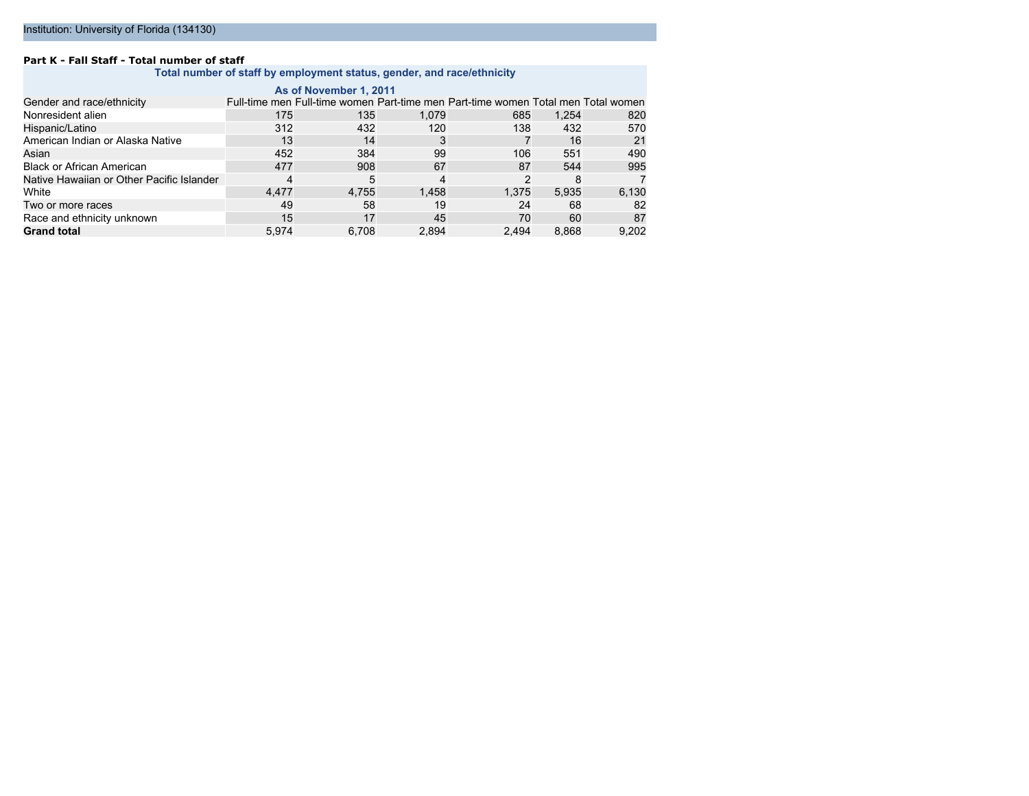Institution: University of Florida (134130)

**Part K - Fall Staff - Total number of staff**

| Total number of staff by employment status, gender, and race/ethnicity | | | | | | |
|---|---|---|---|---|---|---|
| As of November 1, 2011 | | | | | | |
| Gender and race/ethnicity | Full-time men | Full-time women | Part-time men | Part-time women | Total men | Total women |
| Nonresident alien | 175 | 135 | 1,079 | 685 | 1,254 | 820 |
| Hispanic/Latino | 312 | 432 | 120 | 138 | 432 | 570 |
| American Indian or Alaska Native | 13 | 14 | 3 | 7 | 16 | 21 |
| Asian | 452 | 384 | 99 | 106 | 551 | 490 |
| Black or African American | 477 | 908 | 67 | 87 | 544 | 995 |
| Native Hawaiian or Other Pacific Islander | 4 | 5 | 4 | 2 | 8 | 7 |
| White | 4,477 | 4,755 | 1,458 | 1,375 | 5,935 | 6,130 |
| Two or more races | 49 | 58 | 19 | 24 | 68 | 82 |
| Race and ethnicity unknown | 15 | 17 | 45 | 70 | 60 | 87 |
| **Grand total** | 5,974 | 6,708 | 2,894 | 2,494 | 8,868 | 9,202 |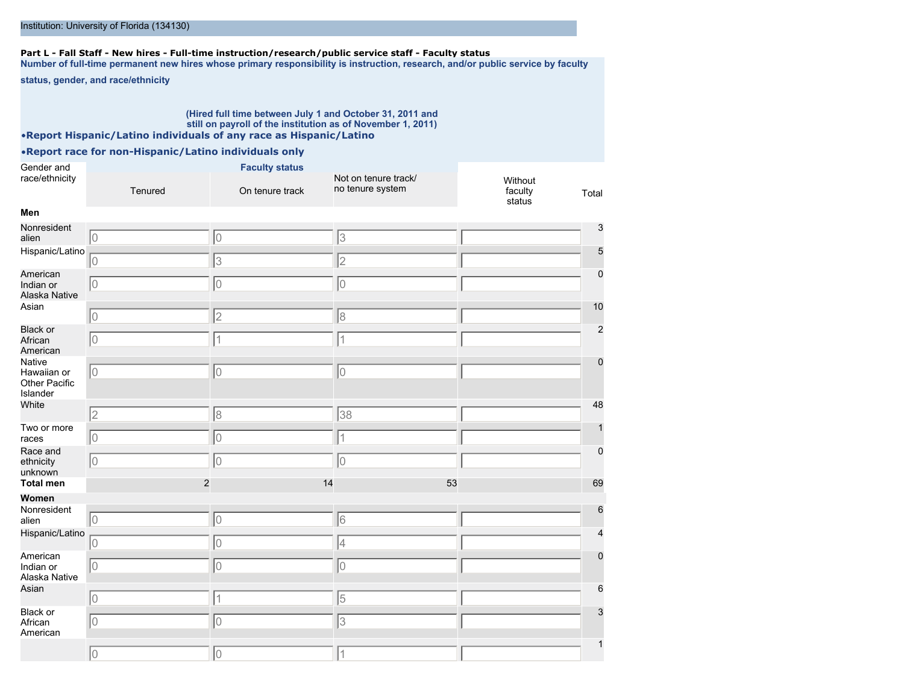Institution: University of Florida (134130)

**Part L - Fall Staff - New hires - Full-time instruction/research/public service staff - Faculty status**

**Number of full-time permanent new hires whose primary responsibility is instruction, research, and/or public service by faculty status, gender, and race/ethnicity**

**(Hired full time between July 1 and October 31, 2011 and still on payroll of the institution as of November 1, 2011)**

**•Report Hispanic/Latino individuals of any race as Hispanic/Latino**

**•Report race for non-Hispanic/Latino individuals only**

| Gender and race/ethnicity | Faculty status: Tenured | On tenure track | Not on tenure track/ no tenure system | Without faculty status | Total |
|---|---|---|---|---|---|
| **Men** | | | | | |
| Nonresident alien | 0 | 0 | 3 | | 3 |
| Hispanic/Latino | 0 | 3 | 2 | | 5 |
| American Indian or Alaska Native | 0 | 0 | 0 | | 0 |
| Asian | 0 | 2 | 8 | | 10 |
| Black or African American | 0 | 1 | 1 | | 2 |
| Native Hawaiian or Other Pacific Islander | 0 | 0 | 0 | | 0 |
| White | 2 | 8 | 38 | | 48 |
| Two or more races | 0 | 0 | 1 | | 1 |
| Race and ethnicity unknown | 0 | 0 | 0 | | 0 |
| **Total men** | 2 | 14 | 53 | | 69 |
| **Women** | | | | | |
| Nonresident alien | 0 | 0 | 6 | | 6 |
| Hispanic/Latino | 0 | 0 | 4 | | 4 |
| American Indian or Alaska Native | 0 | 0 | 0 | | 0 |
| Asian | 0 | 1 | 5 | | 6 |
| Black or African American | 0 | 0 | 3 | | 3 |
| | 0 | 0 | 1 | | 1 |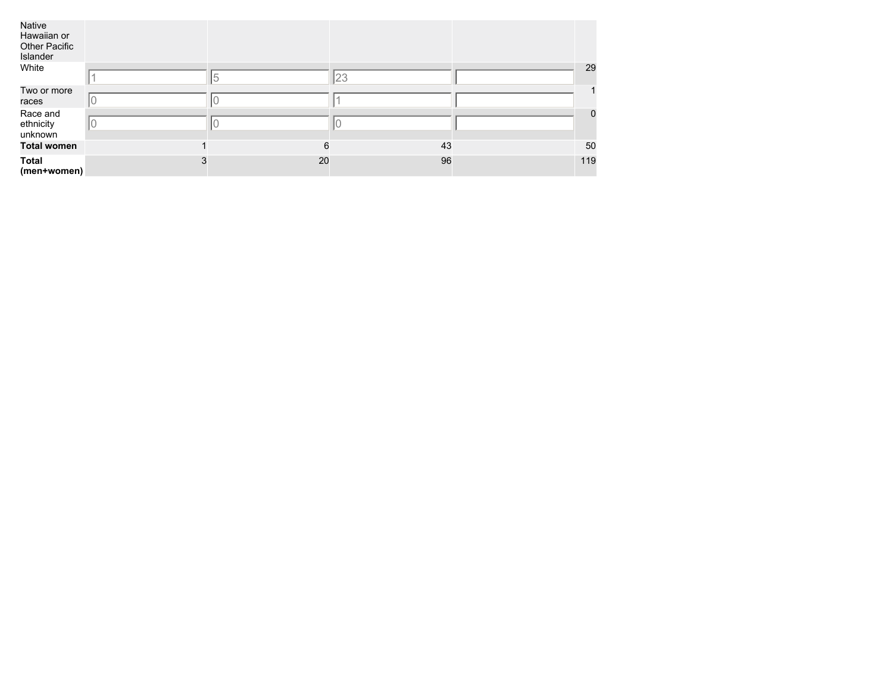| | | | | | |
|---|---|---|---|---|---|
| Native Hawaiian or Other Pacific Islander | | | | | |
| White | 1 | 5 | 23 | | 29 |
| Two or more races | 0 | 0 | 1 | | 1 |
| Race and ethnicity unknown | 0 | 0 | 0 | | 0 |
| **Total women** | 1 | 6 | 43 | | 50 |
| **Total (men+women)** | 3 | 20 | 96 | | 119 |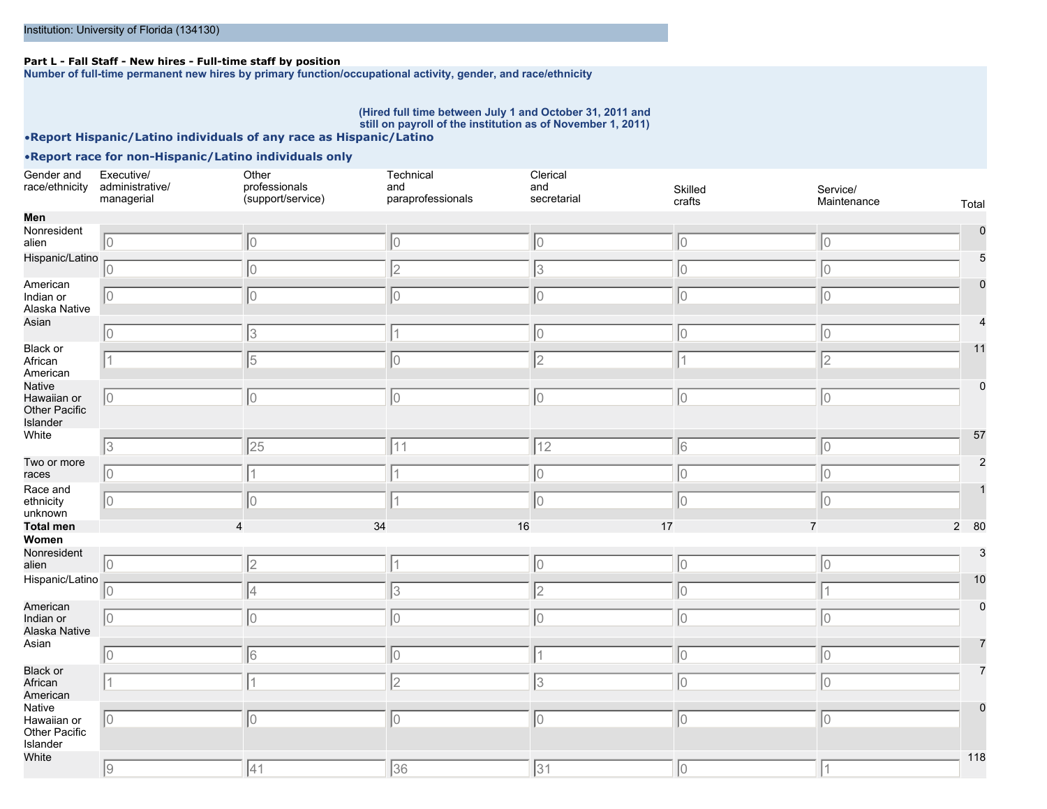Institution: University of Florida (134130)

**Part L - Fall Staff - New hires - Full-time staff by position**

**Number of full-time permanent new hires by primary function/occupational activity, gender, and race/ethnicity**

**(Hired full time between July 1 and October 31, 2011 and still on payroll of the institution as of November 1, 2011)**

- **Report Hispanic/Latino individuals of any race as Hispanic/Latino**
- **Report race for non-Hispanic/Latino individuals only**

| Gender and race/ethnicity | Executive/ administrative/ managerial | Other professionals (support/service) | Technical and paraprofessionals | Clerical and secretarial | Skilled crafts | Service/ Maintenance | Total |
|---|---|---|---|---|---|---|---|
| **Men** | | | | | | | |
| Nonresident alien | 0 | 0 | 0 | 0 | 0 | 0 | 0 |
| Hispanic/Latino | 0 | 0 | 2 | 3 | 0 | 0 | 5 |
| American Indian or Alaska Native | 0 | 0 | 0 | 0 | 0 | 0 | 0 |
| Asian | 0 | 3 | 1 | 0 | 0 | 0 | 4 |
| Black or African American | 1 | 5 | 0 | 2 | 1 | 2 | 11 |
| Native Hawaiian or Other Pacific Islander | 0 | 0 | 0 | 0 | 0 | 0 | 0 |
| White | 3 | 25 | 11 | 12 | 6 | 0 | 57 |
| Two or more races | 0 | 1 | 1 | 0 | 0 | 0 | 2 |
| Race and ethnicity unknown | 0 | 0 | 1 | 0 | 0 | 0 | 1 |
| **Total men** | 4 | 34 | 16 | 17 | 7 | 2 | 80 |
| **Women** | | | | | | | |
| Nonresident alien | 0 | 2 | 1 | 0 | 0 | 0 | 3 |
| Hispanic/Latino | 0 | 4 | 3 | 2 | 0 | 1 | 10 |
| American Indian or Alaska Native | 0 | 0 | 0 | 0 | 0 | 0 | 0 |
| Asian | 0 | 6 | 0 | 1 | 0 | 0 | 7 |
| Black or African American | 1 | 1 | 2 | 3 | 0 | 0 | 7 |
| Native Hawaiian or Other Pacific Islander | 0 | 0 | 0 | 0 | 0 | 0 | 0 |
| White | 9 | 41 | 36 | 31 | 0 | 1 | 118 |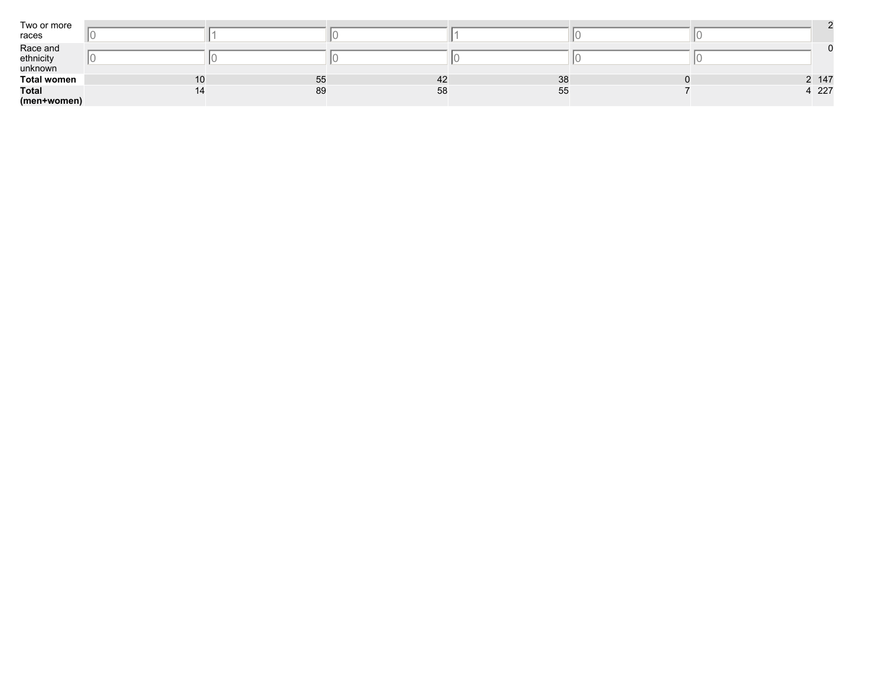| | | | | | | | |
|---|---|---|---|---|---|---|---|
| Two or more races | 0 | 1 | 0 | 1 | 0 | 0 | 2 |
| Race and ethnicity unknown | 0 | 0 | 0 | 0 | 0 | 0 | 0 |
| **Total women** | 10 | 55 | 42 | 38 | 0 | 2 | 147 |
| **Total (men+women)** | 14 | 89 | 58 | 55 | 7 | 4 | 227 |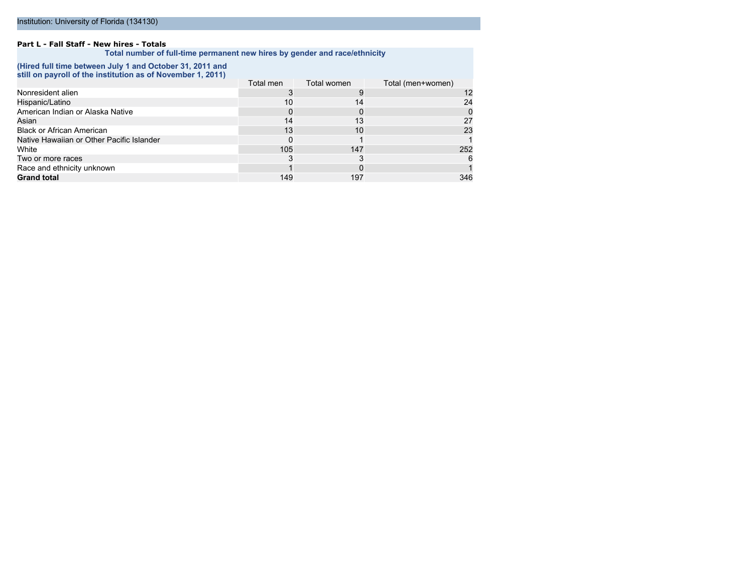Institution: University of Florida (134130)

**Part L - Fall Staff - New hires - Totals**

**Total number of full-time permanent new hires by gender and race/ethnicity**

**(Hired full time between July 1 and October 31, 2011 and still on payroll of the institution as of November 1, 2011)**

| | Total men | Total women | Total (men+women) |
|---|---|---|---|
| Nonresident alien | 3 | 9 | 12 |
| Hispanic/Latino | 10 | 14 | 24 |
| American Indian or Alaska Native | 0 | 0 | 0 |
| Asian | 14 | 13 | 27 |
| Black or African American | 13 | 10 | 23 |
| Native Hawaiian or Other Pacific Islander | 0 | 1 | 1 |
| White | 105 | 147 | 252 |
| Two or more races | 3 | 3 | 6 |
| Race and ethnicity unknown | 1 | 0 | 1 |
| **Grand total** | 149 | 197 | 346 |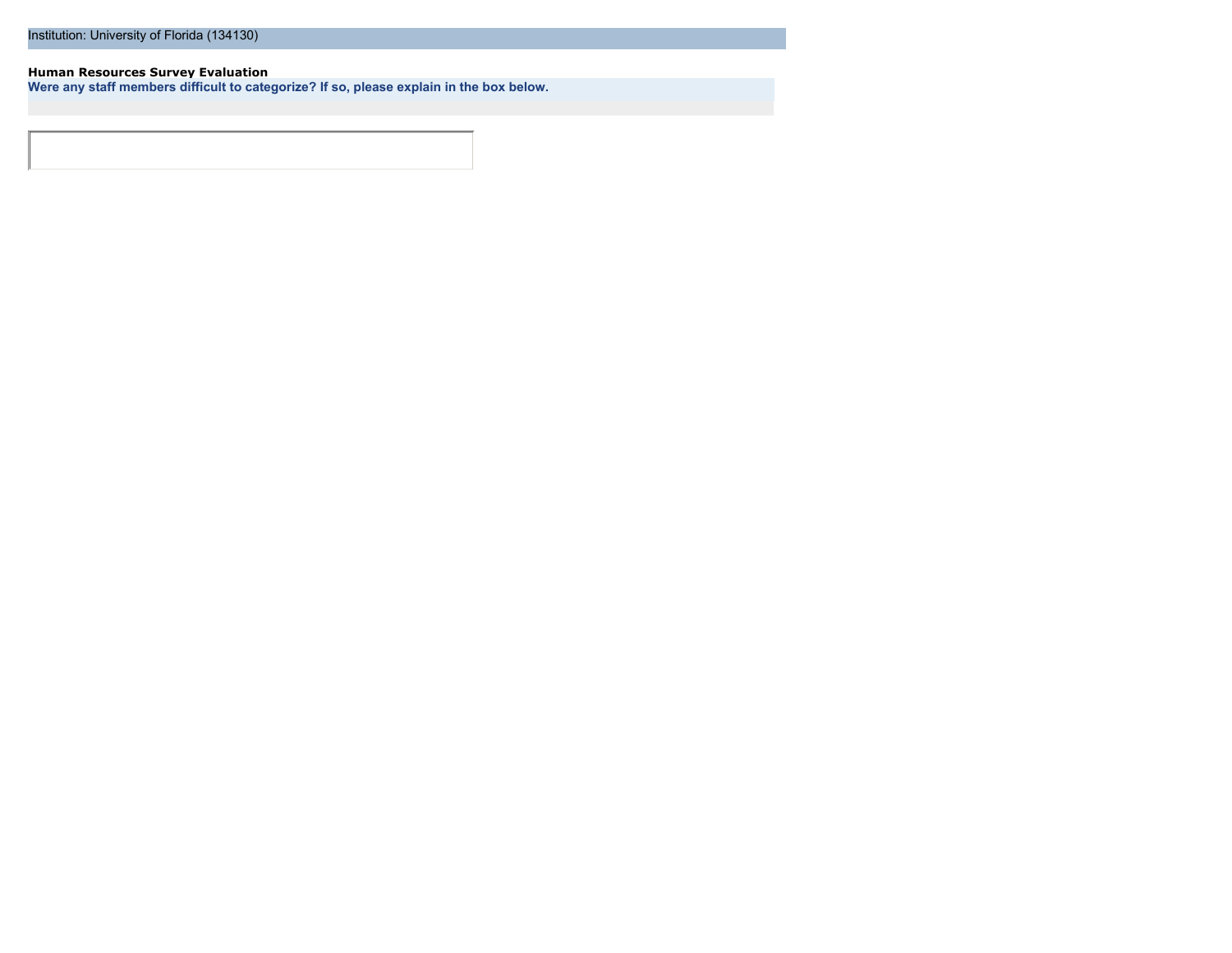Institution: University of Florida (134130)

**Human Resources Survey Evaluation**

**Were any staff members difficult to categorize? If so, please explain in the box below.**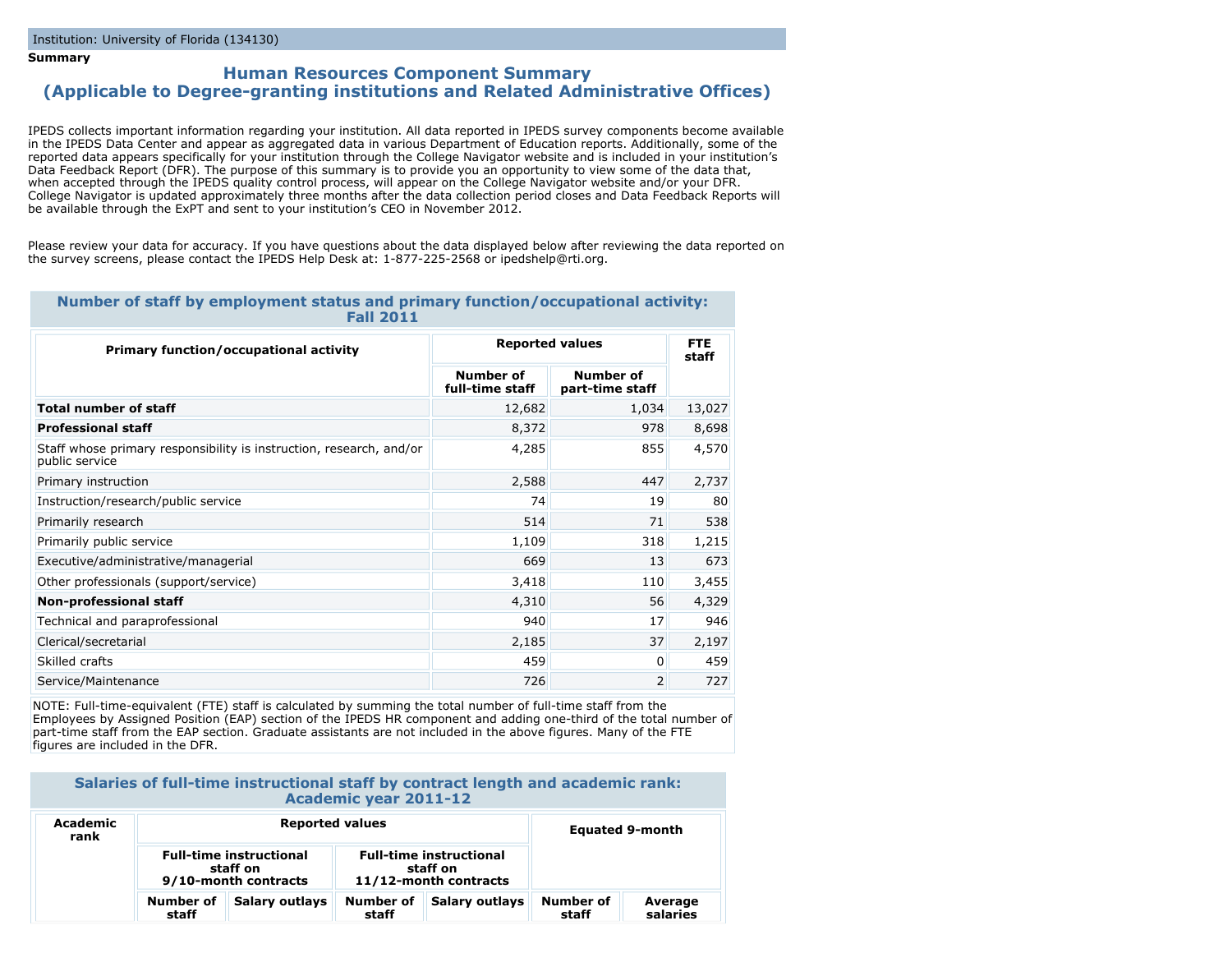Institution: University of Florida (134130)

**Summary**

## Human Resources Component Summary
## (Applicable to Degree-granting institutions and Related Administrative Offices)

IPEDS collects important information regarding your institution. All data reported in IPEDS survey components become available in the IPEDS Data Center and appear as aggregated data in various Department of Education reports. Additionally, some of the reported data appears specifically for your institution through the College Navigator website and is included in your institution's Data Feedback Report (DFR). The purpose of this summary is to provide you an opportunity to view some of the data that, when accepted through the IPEDS quality control process, will appear on the College Navigator website and/or your DFR. College Navigator is updated approximately three months after the data collection period closes and Data Feedback Reports will be available through the ExPT and sent to your institution's CEO in November 2012.

Please review your data for accuracy. If you have questions about the data displayed below after reviewing the data reported on the survey screens, please contact the IPEDS Help Desk at: 1-877-225-2568 or ipedshelp@rti.org.

### Number of staff by employment status and primary function/occupational activity: Fall 2011

| Primary function/occupational activity | Reported values | | FTE staff |
|---|---|---|---|
| | Number of full-time staff | Number of part-time staff | |
| **Total number of staff** | 12,682 | 1,034 | 13,027 |
| **Professional staff** | 8,372 | 978 | 8,698 |
| Staff whose primary responsibility is instruction, research, and/or public service | 4,285 | 855 | 4,570 |
| Primary instruction | 2,588 | 447 | 2,737 |
| Instruction/research/public service | 74 | 19 | 80 |
| Primarily research | 514 | 71 | 538 |
| Primarily public service | 1,109 | 318 | 1,215 |
| Executive/administrative/managerial | 669 | 13 | 673 |
| Other professionals (support/service) | 3,418 | 110 | 3,455 |
| **Non-professional staff** | 4,310 | 56 | 4,329 |
| Technical and paraprofessional | 940 | 17 | 946 |
| Clerical/secretarial | 2,185 | 37 | 2,197 |
| Skilled crafts | 459 | 0 | 459 |
| Service/Maintenance | 726 | 2 | 727 |

NOTE: Full-time-equivalent (FTE) staff is calculated by summing the total number of full-time staff from the Employees by Assigned Position (EAP) section of the IPEDS HR component and adding one-third of the total number of part-time staff from the EAP section. Graduate assistants are not included in the above figures. Many of the FTE figures are included in the DFR.

### Salaries of full-time instructional staff by contract length and academic rank: Academic year 2011-12

| Academic rank | Reported values | | | | Equated 9-month | |
|---|---|---|---|---|---|---|
| | Full-time instructional staff on 9/10-month contracts | | Full-time instructional staff on 11/12-month contracts | | | |
| | Number of staff | Salary outlays | Number of staff | Salary outlays | Number of staff | Average salaries |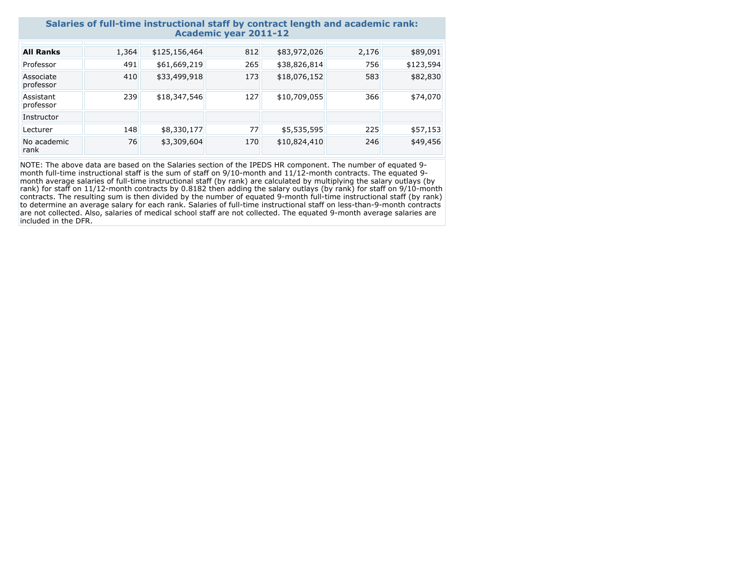## Salaries of full-time instructional staff by contract length and academic rank: Academic year 2011-12

| | | | | | | |
|---|---|---|---|---|---|---|
| **All Ranks** | 1,364 | $125,156,464 | 812 | $83,972,026 | 2,176 | $89,091 |
| Professor | 491 | $61,669,219 | 265 | $38,826,814 | 756 | $123,594 |
| Associate professor | 410 | $33,499,918 | 173 | $18,076,152 | 583 | $82,830 |
| Assistant professor | 239 | $18,347,546 | 127 | $10,709,055 | 366 | $74,070 |
| Instructor | | | | | | |
| Lecturer | 148 | $8,330,177 | 77 | $5,535,595 | 225 | $57,153 |
| No academic rank | 76 | $3,309,604 | 170 | $10,824,410 | 246 | $49,456 |

NOTE: The above data are based on the Salaries section of the IPEDS HR component. The number of equated 9-month full-time instructional staff is the sum of staff on 9/10-month and 11/12-month contracts. The equated 9-month average salaries of full-time instructional staff (by rank) are calculated by multiplying the salary outlays (by rank) for staff on 11/12-month contracts by 0.8182 then adding the salary outlays (by rank) for staff on 9/10-month contracts. The resulting sum is then divided by the number of equated 9-month full-time instructional staff (by rank) to determine an average salary for each rank. Salaries of full-time instructional staff on less-than-9-month contracts are not collected. Also, salaries of medical school staff are not collected. The equated 9-month average salaries are included in the DFR.